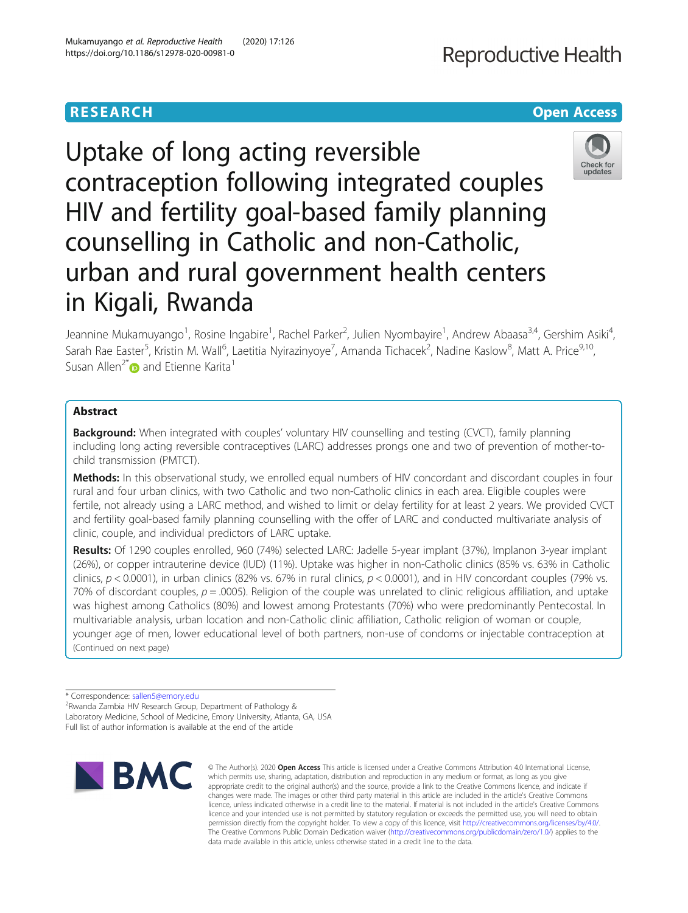RESEARCH Open Access

# Uptake of long acting reversible contraception following integrated couples HIV and fertility goal-based family planning counselling in Catholic and non-Catholic, urban and rural government health centers in Kigali, Rwanda

Jeannine Mukamuyango[1], Rosine Ingabire[1], Rachel Parker[2], Julien Nyombayire[1], Andrew Abaasa[3,4], Gershim Asiki[4], Sarah Rae Easter[5], Kristin M. Wall[6], Laetitia Nyirazinyoye[7], Amanda Tichacek[2], Nadine Kaslow[8], Matt A. Price[9,10], Susan Allen[2*] and Etienne Karita[1]

## Abstract

**Background:** When integrated with couples' voluntary HIV counselling and testing (CVCT), family planning including long acting reversible contraceptives (LARC) addresses prongs one and two of prevention of mother-to-child transmission (PMTCT).

**Methods:** In this observational study, we enrolled equal numbers of HIV concordant and discordant couples in four rural and four urban clinics, with two Catholic and two non-Catholic clinics in each area. Eligible couples were fertile, not already using a LARC method, and wished to limit or delay fertility for at least 2 years. We provided CVCT and fertility goal-based family planning counselling with the offer of LARC and conducted multivariate analysis of clinic, couple, and individual predictors of LARC uptake.

**Results:** Of 1290 couples enrolled, 960 (74%) selected LARC: Jadelle 5-year implant (37%), Implanon 3-year implant (26%), or copper intrauterine device (IUD) (11%). Uptake was higher in non-Catholic clinics (85% vs. 63% in Catholic clinics, $p < 0.0001$), in urban clinics (82% vs. 67% in rural clinics, $p < 0.0001$), and in HIV concordant couples (79% vs. 70% of discordant couples, $p = .0005$). Religion of the couple was unrelated to clinic religious affiliation, and uptake was highest among Catholics (80%) and lowest among Protestants (70%) who were predominantly Pentecostal. In multivariable analysis, urban location and non-Catholic clinic affiliation, Catholic religion of woman or couple, younger age of men, lower educational level of both partners, non-use of condoms or injectable contraception at

(Continued on next page)

* Correspondence: sallen5@emory.edu
[2]Rwanda Zambia HIV Research Group, Department of Pathology & Laboratory Medicine, School of Medicine, Emory University, Atlanta, GA, USA
Full list of author information is available at the end of the article

© The Author(s). 2020 **Open Access** This article is licensed under a Creative Commons Attribution 4.0 International License, which permits use, sharing, adaptation, distribution and reproduction in any medium or format, as long as you give appropriate credit to the original author(s) and the source, provide a link to the Creative Commons licence, and indicate if changes were made. The images or other third party material in this article are included in the article's Creative Commons licence, unless indicated otherwise in a credit line to the material. If material is not included in the article's Creative Commons licence and your intended use is not permitted by statutory regulation or exceeds the permitted use, you will need to obtain permission directly from the copyright holder. To view a copy of this licence, visit http://creativecommons.org/licenses/by/4.0/. The Creative Commons Public Domain Dedication waiver (http://creativecommons.org/publicdomain/zero/1.0/) applies to the data made available in this article, unless otherwise stated in a credit line to the data.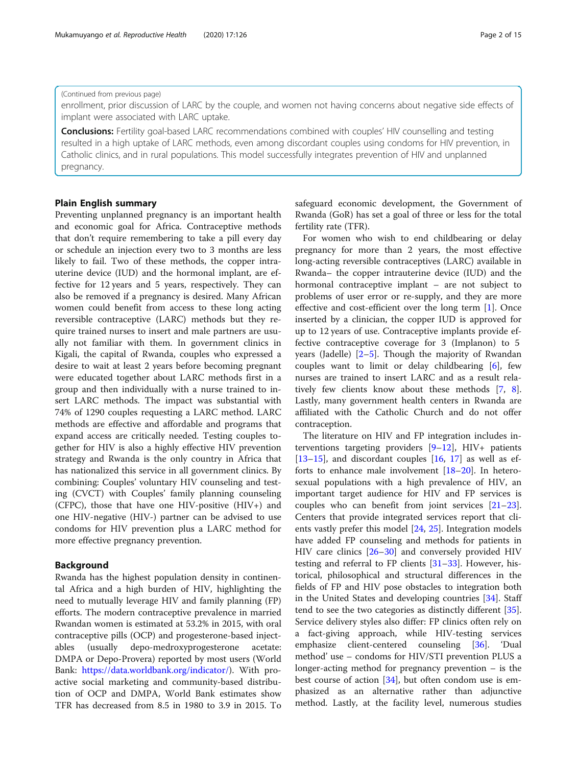(Continued from previous page)

enrollment, prior discussion of LARC by the couple, and women not having concerns about negative side effects of implant were associated with LARC uptake.

**Conclusions:** Fertility goal-based LARC recommendations combined with couples' HIV counselling and testing resulted in a high uptake of LARC methods, even among discordant couples using condoms for HIV prevention, in Catholic clinics, and in rural populations. This model successfully integrates prevention of HIV and unplanned pregnancy.

## Plain English summary

Preventing unplanned pregnancy is an important health and economic goal for Africa. Contraceptive methods that don't require remembering to take a pill every day or schedule an injection every two to 3 months are less likely to fail. Two of these methods, the copper intrauterine device (IUD) and the hormonal implant, are effective for 12 years and 5 years, respectively. They can also be removed if a pregnancy is desired. Many African women could benefit from access to these long acting reversible contraceptive (LARC) methods but they require trained nurses to insert and male partners are usually not familiar with them. In government clinics in Kigali, the capital of Rwanda, couples who expressed a desire to wait at least 2 years before becoming pregnant were educated together about LARC methods first in a group and then individually with a nurse trained to insert LARC methods. The impact was substantial with 74% of 1290 couples requesting a LARC method. LARC methods are effective and affordable and programs that expand access are critically needed. Testing couples together for HIV is also a highly effective HIV prevention strategy and Rwanda is the only country in Africa that has nationalized this service in all government clinics. By combining: Couples' voluntary HIV counseling and testing (CVCT) with Couples' family planning counseling (CFPC), those that have one HIV-positive (HIV+) and one HIV-negative (HIV-) partner can be advised to use condoms for HIV prevention plus a LARC method for more effective pregnancy prevention.

## Background

Rwanda has the highest population density in continental Africa and a high burden of HIV, highlighting the need to mutually leverage HIV and family planning (FP) efforts. The modern contraceptive prevalence in married Rwandan women is estimated at 53.2% in 2015, with oral contraceptive pills (OCP) and progesterone-based injectables (usually depo-medroxyprogesterone acetate: DMPA or Depo-Provera) reported by most users (World Bank: https://data.worldbank.org/indicator/). With proactive social marketing and community-based distribution of OCP and DMPA, World Bank estimates show TFR has decreased from 8.5 in 1980 to 3.9 in 2015. To safeguard economic development, the Government of Rwanda (GoR) has set a goal of three or less for the total fertility rate (TFR).

For women who wish to end childbearing or delay pregnancy for more than 2 years, the most effective long-acting reversible contraceptives (LARC) available in Rwanda– the copper intrauterine device (IUD) and the hormonal contraceptive implant – are not subject to problems of user error or re-supply, and they are more effective and cost-efficient over the long term [1]. Once inserted by a clinician, the copper IUD is approved for up to 12 years of use. Contraceptive implants provide effective contraceptive coverage for 3 (Implanon) to 5 years (Jadelle) [2–5]. Though the majority of Rwandan couples want to limit or delay childbearing [6], few nurses are trained to insert LARC and as a result relatively few clients know about these methods [7, 8]. Lastly, many government health centers in Rwanda are affiliated with the Catholic Church and do not offer contraception.

The literature on HIV and FP integration includes interventions targeting providers [9–12], HIV+ patients [13–15], and discordant couples [16, 17] as well as efforts to enhance male involvement [18–20]. In heterosexual populations with a high prevalence of HIV, an important target audience for HIV and FP services is couples who can benefit from joint services [21–23]. Centers that provide integrated services report that clients vastly prefer this model [24, 25]. Integration models have added FP counseling and methods for patients in HIV care clinics [26–30] and conversely provided HIV testing and referral to FP clients [31–33]. However, historical, philosophical and structural differences in the fields of FP and HIV pose obstacles to integration both in the United States and developing countries [34]. Staff tend to see the two categories as distinctly different [35]. Service delivery styles also differ: FP clinics often rely on a fact-giving approach, while HIV-testing services emphasize client-centered counseling [36]. 'Dual method' use – condoms for HIV/STI prevention PLUS a longer-acting method for pregnancy prevention – is the best course of action [34], but often condom use is emphasized as an alternative rather than adjunctive method. Lastly, at the facility level, numerous studies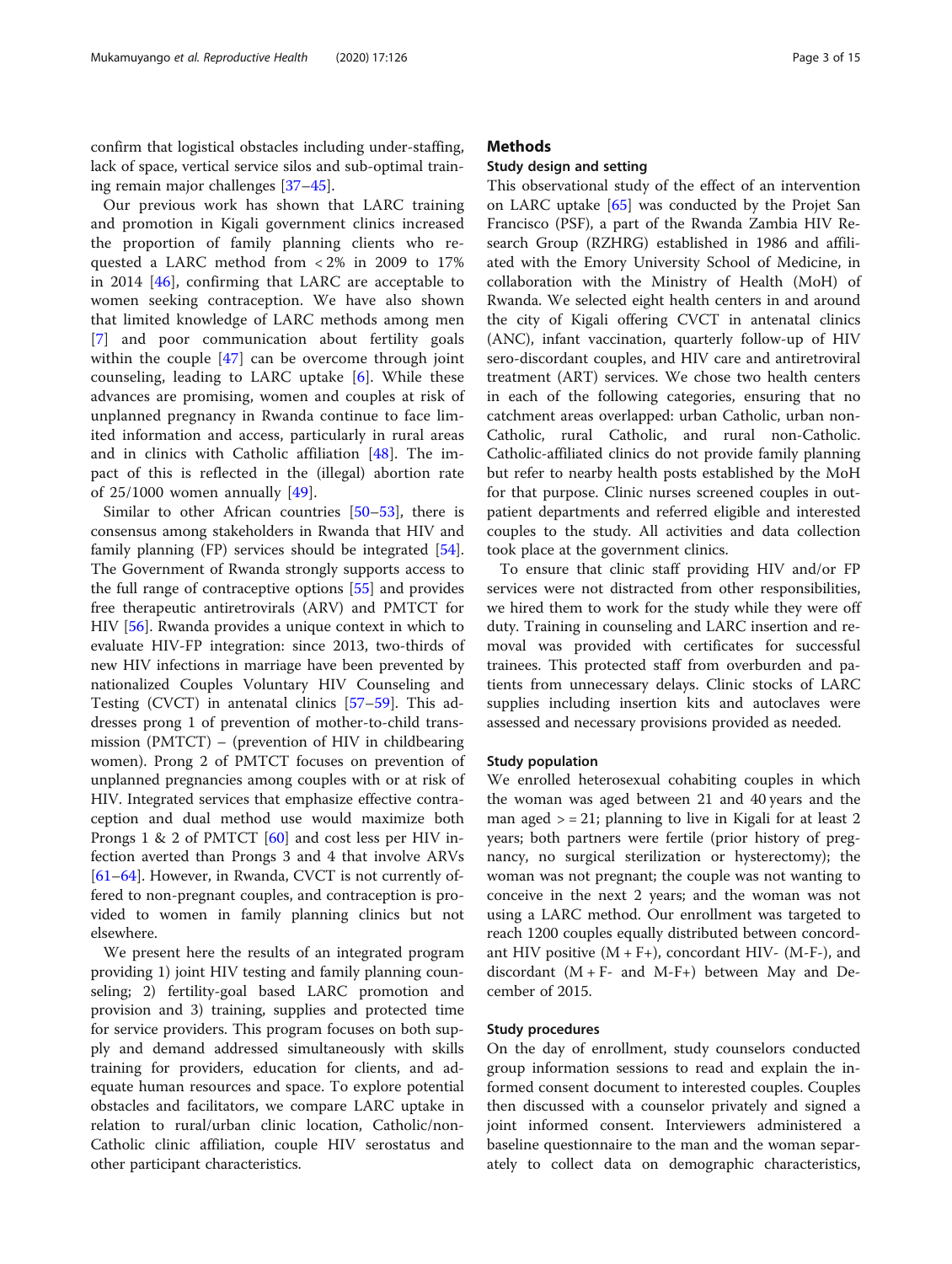confirm that logistical obstacles including under-staffing, lack of space, vertical service silos and sub-optimal training remain major challenges [37–45].

Our previous work has shown that LARC training and promotion in Kigali government clinics increased the proportion of family planning clients who requested a LARC method from < 2% in 2009 to 17% in 2014 [46], confirming that LARC are acceptable to women seeking contraception. We have also shown that limited knowledge of LARC methods among men [7] and poor communication about fertility goals within the couple [47] can be overcome through joint counseling, leading to LARC uptake [6]. While these advances are promising, women and couples at risk of unplanned pregnancy in Rwanda continue to face limited information and access, particularly in rural areas and in clinics with Catholic affiliation [48]. The impact of this is reflected in the (illegal) abortion rate of 25/1000 women annually [49].

Similar to other African countries [50–53], there is consensus among stakeholders in Rwanda that HIV and family planning (FP) services should be integrated [54]. The Government of Rwanda strongly supports access to the full range of contraceptive options [55] and provides free therapeutic antiretrovirals (ARV) and PMTCT for HIV [56]. Rwanda provides a unique context in which to evaluate HIV-FP integration: since 2013, two-thirds of new HIV infections in marriage have been prevented by nationalized Couples Voluntary HIV Counseling and Testing (CVCT) in antenatal clinics [57–59]. This addresses prong 1 of prevention of mother-to-child transmission (PMTCT) – (prevention of HIV in childbearing women). Prong 2 of PMTCT focuses on prevention of unplanned pregnancies among couples with or at risk of HIV. Integrated services that emphasize effective contraception and dual method use would maximize both Prongs 1 & 2 of PMTCT [60] and cost less per HIV infection averted than Prongs 3 and 4 that involve ARVs [61–64]. However, in Rwanda, CVCT is not currently offered to non-pregnant couples, and contraception is provided to women in family planning clinics but not elsewhere.

We present here the results of an integrated program providing 1) joint HIV testing and family planning counseling; 2) fertility-goal based LARC promotion and provision and 3) training, supplies and protected time for service providers. This program focuses on both supply and demand addressed simultaneously with skills training for providers, education for clients, and adequate human resources and space. To explore potential obstacles and facilitators, we compare LARC uptake in relation to rural/urban clinic location, Catholic/non-Catholic clinic affiliation, couple HIV serostatus and other participant characteristics.

## Methods

### Study design and setting

This observational study of the effect of an intervention on LARC uptake [65] was conducted by the Projet San Francisco (PSF), a part of the Rwanda Zambia HIV Research Group (RZHRG) established in 1986 and affiliated with the Emory University School of Medicine, in collaboration with the Ministry of Health (MoH) of Rwanda. We selected eight health centers in and around the city of Kigali offering CVCT in antenatal clinics (ANC), infant vaccination, quarterly follow-up of HIV sero-discordant couples, and HIV care and antiretroviral treatment (ART) services. We chose two health centers in each of the following categories, ensuring that no catchment areas overlapped: urban Catholic, urban non-Catholic, rural Catholic, and rural non-Catholic. Catholic-affiliated clinics do not provide family planning but refer to nearby health posts established by the MoH for that purpose. Clinic nurses screened couples in outpatient departments and referred eligible and interested couples to the study. All activities and data collection took place at the government clinics.

To ensure that clinic staff providing HIV and/or FP services were not distracted from other responsibilities, we hired them to work for the study while they were off duty. Training in counseling and LARC insertion and removal was provided with certificates for successful trainees. This protected staff from overburden and patients from unnecessary delays. Clinic stocks of LARC supplies including insertion kits and autoclaves were assessed and necessary provisions provided as needed.

### Study population

We enrolled heterosexual cohabiting couples in which the woman was aged between 21 and 40 years and the man aged > = 21; planning to live in Kigali for at least 2 years; both partners were fertile (prior history of pregnancy, no surgical sterilization or hysterectomy); the woman was not pregnant; the couple was not wanting to conceive in the next 2 years; and the woman was not using a LARC method. Our enrollment was targeted to reach 1200 couples equally distributed between concordant HIV positive (M + F+), concordant HIV- (M-F-), and discordant (M + F- and M-F+) between May and December of 2015.

### Study procedures

On the day of enrollment, study counselors conducted group information sessions to read and explain the informed consent document to interested couples. Couples then discussed with a counselor privately and signed a joint informed consent. Interviewers administered a baseline questionnaire to the man and the woman separately to collect data on demographic characteristics,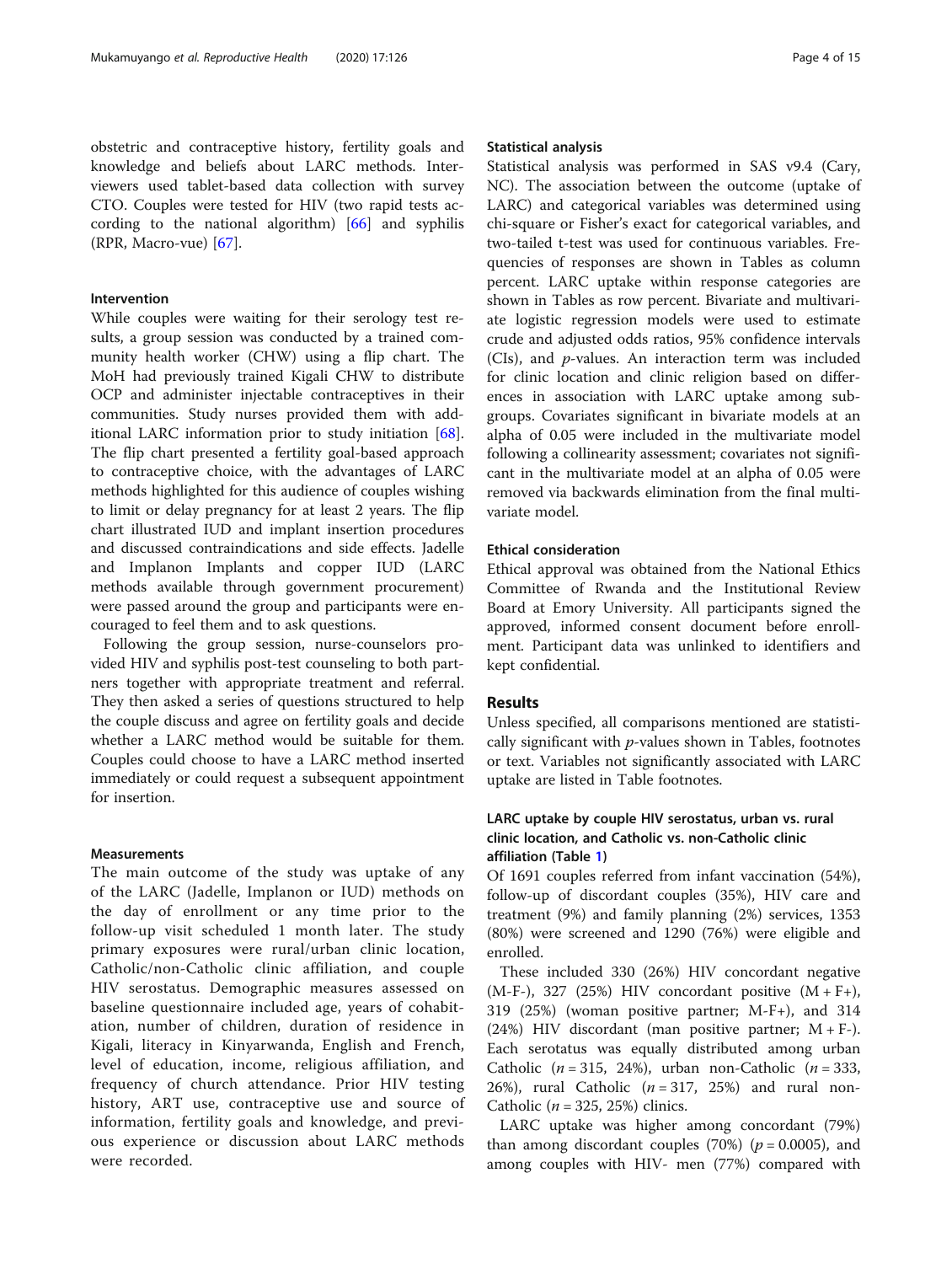obstetric and contraceptive history, fertility goals and knowledge and beliefs about LARC methods. Interviewers used tablet-based data collection with survey CTO. Couples were tested for HIV (two rapid tests according to the national algorithm) [66] and syphilis (RPR, Macro-vue) [67].

### Intervention

While couples were waiting for their serology test results, a group session was conducted by a trained community health worker (CHW) using a flip chart. The MoH had previously trained Kigali CHW to distribute OCP and administer injectable contraceptives in their communities. Study nurses provided them with additional LARC information prior to study initiation [68]. The flip chart presented a fertility goal-based approach to contraceptive choice, with the advantages of LARC methods highlighted for this audience of couples wishing to limit or delay pregnancy for at least 2 years. The flip chart illustrated IUD and implant insertion procedures and discussed contraindications and side effects. Jadelle and Implanon Implants and copper IUD (LARC methods available through government procurement) were passed around the group and participants were encouraged to feel them and to ask questions.

Following the group session, nurse-counselors provided HIV and syphilis post-test counseling to both partners together with appropriate treatment and referral. They then asked a series of questions structured to help the couple discuss and agree on fertility goals and decide whether a LARC method would be suitable for them. Couples could choose to have a LARC method inserted immediately or could request a subsequent appointment for insertion.

### Measurements

The main outcome of the study was uptake of any of the LARC (Jadelle, Implanon or IUD) methods on the day of enrollment or any time prior to the follow-up visit scheduled 1 month later. The study primary exposures were rural/urban clinic location, Catholic/non-Catholic clinic affiliation, and couple HIV serostatus. Demographic measures assessed on baseline questionnaire included age, years of cohabitation, number of children, duration of residence in Kigali, literacy in Kinyarwanda, English and French, level of education, income, religious affiliation, and frequency of church attendance. Prior HIV testing history, ART use, contraceptive use and source of information, fertility goals and knowledge, and previous experience or discussion about LARC methods were recorded.

### Statistical analysis

Statistical analysis was performed in SAS v9.4 (Cary, NC). The association between the outcome (uptake of LARC) and categorical variables was determined using chi-square or Fisher's exact for categorical variables, and two-tailed t-test was used for continuous variables. Frequencies of responses are shown in Tables as column percent. LARC uptake within response categories are shown in Tables as row percent. Bivariate and multivariate logistic regression models were used to estimate crude and adjusted odds ratios, 95% confidence intervals (CIs), and *p*-values. An interaction term was included for clinic location and clinic religion based on differences in association with LARC uptake among subgroups. Covariates significant in bivariate models at an alpha of 0.05 were included in the multivariate model following a collinearity assessment; covariates not significant in the multivariate model at an alpha of 0.05 were removed via backwards elimination from the final multivariate model.

### Ethical consideration

Ethical approval was obtained from the National Ethics Committee of Rwanda and the Institutional Review Board at Emory University. All participants signed the approved, informed consent document before enrollment. Participant data was unlinked to identifiers and kept confidential.

## Results

Unless specified, all comparisons mentioned are statistically significant with *p*-values shown in Tables, footnotes or text. Variables not significantly associated with LARC uptake are listed in Table footnotes.

### LARC uptake by couple HIV serostatus, urban vs. rural clinic location, and Catholic vs. non-Catholic clinic affiliation (Table 1)

Of 1691 couples referred from infant vaccination (54%), follow-up of discordant couples (35%), HIV care and treatment (9%) and family planning (2%) services, 1353 (80%) were screened and 1290 (76%) were eligible and enrolled.

These included 330 (26%) HIV concordant negative (M-F-), 327 (25%) HIV concordant positive (M + F+), 319 (25%) (woman positive partner; M-F+), and 314 (24%) HIV discordant (man positive partner; M + F-). Each serotatus was equally distributed among urban Catholic ($n = 315$, 24%), urban non-Catholic ($n = 333$, 26%), rural Catholic ($n = 317$, 25%) and rural non-Catholic ($n = 325$, 25%) clinics.

LARC uptake was higher among concordant (79%) than among discordant couples (70%) ($p = 0.0005$), and among couples with HIV- men (77%) compared with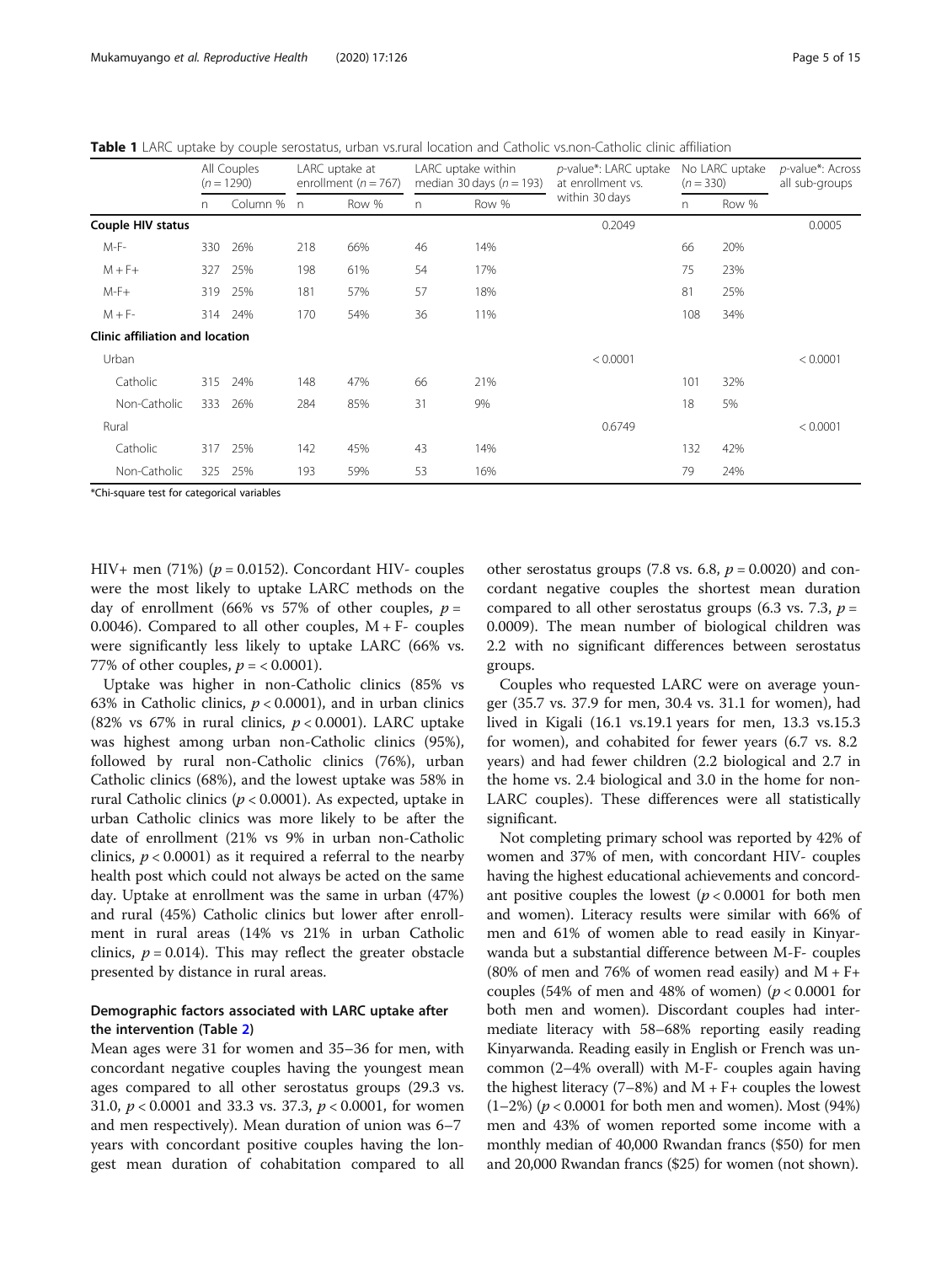**Table 1** LARC uptake by couple serostatus, urban vs.rural location and Catholic vs.non-Catholic clinic affiliation

| | All Couples ($n = 1290$) | | LARC uptake at enrollment ($n = 767$) | | LARC uptake within median 30 days ($n = 193$) | | *p*-value*: LARC uptake at enrollment vs. within 30 days | No LARC uptake ($n = 330$) | | *p*-value*: Across all sub-groups |
|---|---|---|---|---|---|---|---|---|---|---|
| | n | Column % | n | Row % | n | Row % | | n | Row % | |
| **Couple HIV status** | | | | | | | 0.2049 | | | 0.0005 |
| M-F- | 330 | 26% | 218 | 66% | 46 | 14% | | 66 | 20% | |
| M + F+ | 327 | 25% | 198 | 61% | 54 | 17% | | 75 | 23% | |
| M-F+ | 319 | 25% | 181 | 57% | 57 | 18% | | 81 | 25% | |
| M + F- | 314 | 24% | 170 | 54% | 36 | 11% | | 108 | 34% | |
| **Clinic affiliation and location** | | | | | | | | | | |
| Urban | | | | | | | < 0.0001 | | | < 0.0001 |
| Catholic | 315 | 24% | 148 | 47% | 66 | 21% | | 101 | 32% | |
| Non-Catholic | 333 | 26% | 284 | 85% | 31 | 9% | | 18 | 5% | |
| Rural | | | | | | | 0.6749 | | | < 0.0001 |
| Catholic | 317 | 25% | 142 | 45% | 43 | 14% | | 132 | 42% | |
| Non-Catholic | 325 | 25% | 193 | 59% | 53 | 16% | | 79 | 24% | |

*Chi-square test for categorical variables

HIV+ men (71%) ($p = 0.0152$). Concordant HIV- couples were the most likely to uptake LARC methods on the day of enrollment (66% vs 57% of other couples, $p = 0.0046$). Compared to all other couples, M + F- couples were significantly less likely to uptake LARC (66% vs. 77% of other couples, $p = < 0.0001$).

Uptake was higher in non-Catholic clinics (85% vs 63% in Catholic clinics, $p < 0.0001$), and in urban clinics (82% vs 67% in rural clinics, $p < 0.0001$). LARC uptake was highest among urban non-Catholic clinics (95%), followed by rural non-Catholic clinics (76%), urban Catholic clinics (68%), and the lowest uptake was 58% in rural Catholic clinics ($p < 0.0001$). As expected, uptake in urban Catholic clinics was more likely to be after the date of enrollment (21% vs 9% in urban non-Catholic clinics, $p < 0.0001$) as it required a referral to the nearby health post which could not always be acted on the same day. Uptake at enrollment was the same in urban (47%) and rural (45%) Catholic clinics but lower after enrollment in rural areas (14% vs 21% in urban Catholic clinics, $p = 0.014$). This may reflect the greater obstacle presented by distance in rural areas.

### Demographic factors associated with LARC uptake after the intervention (Table 2)

Mean ages were 31 for women and 35–36 for men, with concordant negative couples having the youngest mean ages compared to all other serostatus groups (29.3 vs. 31.0, $p < 0.0001$ and 33.3 vs. 37.3, $p < 0.0001$, for women and men respectively). Mean duration of union was 6–7 years with concordant positive couples having the longest mean duration of cohabitation compared to all other serostatus groups (7.8 vs. 6.8, $p = 0.0020$) and concordant negative couples the shortest mean duration compared to all other serostatus groups (6.3 vs. 7.3, $p = 0.0009$). The mean number of biological children was 2.2 with no significant differences between serostatus groups.

Couples who requested LARC were on average younger (35.7 vs. 37.9 for men, 30.4 vs. 31.1 for women), had lived in Kigali (16.1 vs.19.1 years for men, 13.3 vs.15.3 for women), and cohabited for fewer years (6.7 vs. 8.2 years) and had fewer children (2.2 biological and 2.7 in the home vs. 2.4 biological and 3.0 in the home for non-LARC couples). These differences were all statistically significant.

Not completing primary school was reported by 42% of women and 37% of men, with concordant HIV- couples having the highest educational achievements and concordant positive couples the lowest ($p < 0.0001$ for both men and women). Literacy results were similar with 66% of men and 61% of women able to read easily in Kinyarwanda but a substantial difference between M-F- couples (80% of men and 76% of women read easily) and M + F+ couples (54% of men and 48% of women) ($p < 0.0001$ for both men and women). Discordant couples had intermediate literacy with 58–68% reporting easily reading Kinyarwanda. Reading easily in English or French was uncommon (2–4% overall) with M-F- couples again having the highest literacy (7–8%) and M + F+ couples the lowest (1–2%) ($p < 0.0001$ for both men and women). Most (94%) men and 43% of women reported some income with a monthly median of 40,000 Rwandan francs ($50) for men and 20,000 Rwandan francs ($25) for women (not shown).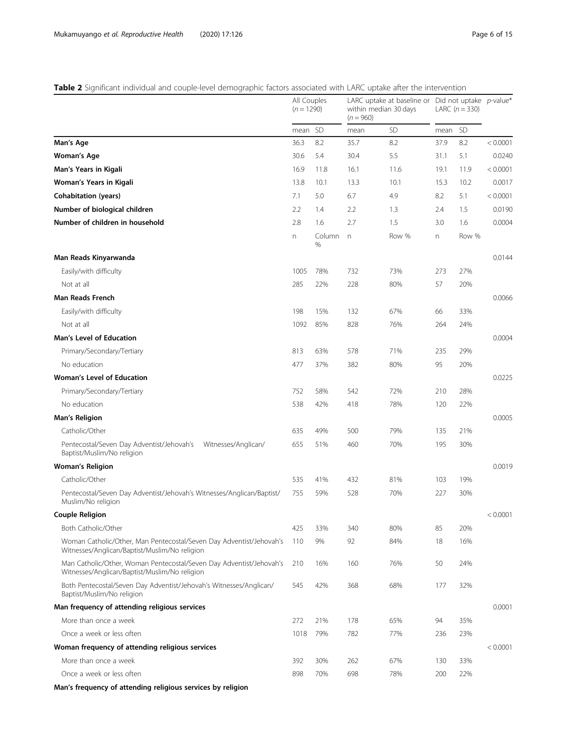**Table 2** Significant individual and couple-level demographic factors associated with LARC uptake after the intervention

| | All Couples (*n* = 1290) | | LARC uptake at baseline or within median 30 days (*n* = 960) | | Did not uptake LARC (*n* = 330) | | *p*-value* |
|---|---|---|---|---|---|---|---|
| | mean | SD | mean | SD | mean | SD | |
| **Man's Age** | 36.3 | 8.2 | 35.7 | 8.2 | 37.9 | 8.2 | < 0.0001 |
| **Woman's Age** | 30.6 | 5.4 | 30.4 | 5.5 | 31.1 | 5.1 | 0.0240 |
| **Man's Years in Kigali** | 16.9 | 11.8 | 16.1 | 11.6 | 19.1 | 11.9 | < 0.0001 |
| **Woman's Years in Kigali** | 13.8 | 10.1 | 13.3 | 10.1 | 15.3 | 10.2 | 0.0017 |
| **Cohabitation (years)** | 7.1 | 5.0 | 6.7 | 4.9 | 8.2 | 5.1 | < 0.0001 |
| **Number of biological children** | 2.2 | 1.4 | 2.2 | 1.3 | 2.4 | 1.5 | 0.0190 |
| **Number of children in household** | 2.8 | 1.6 | 2.7 | 1.5 | 3.0 | 1.6 | 0.0004 |
| | n | Column % | n | Row % | n | Row % | |
| **Man Reads Kinyarwanda** | | | | | | | 0.0144 |
| Easily/with difficulty | 1005 | 78% | 732 | 73% | 273 | 27% | |
| Not at all | 285 | 22% | 228 | 80% | 57 | 20% | |
| **Man Reads French** | | | | | | | 0.0066 |
| Easily/with difficulty | 198 | 15% | 132 | 67% | 66 | 33% | |
| Not at all | 1092 | 85% | 828 | 76% | 264 | 24% | |
| **Man's Level of Education** | | | | | | | 0.0004 |
| Primary/Secondary/Tertiary | 813 | 63% | 578 | 71% | 235 | 29% | |
| No education | 477 | 37% | 382 | 80% | 95 | 20% | |
| **Woman's Level of Education** | | | | | | | 0.0225 |
| Primary/Secondary/Tertiary | 752 | 58% | 542 | 72% | 210 | 28% | |
| No education | 538 | 42% | 418 | 78% | 120 | 22% | |
| **Man's Religion** | | | | | | | 0.0005 |
| Catholic/Other | 635 | 49% | 500 | 79% | 135 | 21% | |
| Pentecostal/Seven Day Adventist/Jehovah's Witnesses/Anglican/Baptist/Muslim/No religion | 655 | 51% | 460 | 70% | 195 | 30% | |
| **Woman's Religion** | | | | | | | 0.0019 |
| Catholic/Other | 535 | 41% | 432 | 81% | 103 | 19% | |
| Pentecostal/Seven Day Adventist/Jehovah's Witnesses/Anglican/Baptist/Muslim/No religion | 755 | 59% | 528 | 70% | 227 | 30% | |
| **Couple Religion** | | | | | | | < 0.0001 |
| Both Catholic/Other | 425 | 33% | 340 | 80% | 85 | 20% | |
| Woman Catholic/Other, Man Pentecostal/Seven Day Adventist/Jehovah's Witnesses/Anglican/Baptist/Muslim/No religion | 110 | 9% | 92 | 84% | 18 | 16% | |
| Man Catholic/Other, Woman Pentecostal/Seven Day Adventist/Jehovah's Witnesses/Anglican/Baptist/Muslim/No religion | 210 | 16% | 160 | 76% | 50 | 24% | |
| Both Pentecostal/Seven Day Adventist/Jehovah's Witnesses/Anglican/Baptist/Muslim/No religion | 545 | 42% | 368 | 68% | 177 | 32% | |
| **Man frequency of attending religious services** | | | | | | | 0.0001 |
| More than once a week | 272 | 21% | 178 | 65% | 94 | 35% | |
| Once a week or less often | 1018 | 79% | 782 | 77% | 236 | 23% | |
| **Woman frequency of attending religious services** | | | | | | | < 0.0001 |
| More than once a week | 392 | 30% | 262 | 67% | 130 | 33% | |
| Once a week or less often | 898 | 70% | 698 | 78% | 200 | 22% | |
| **Man's frequency of attending religious services by religion** | | | | | | | |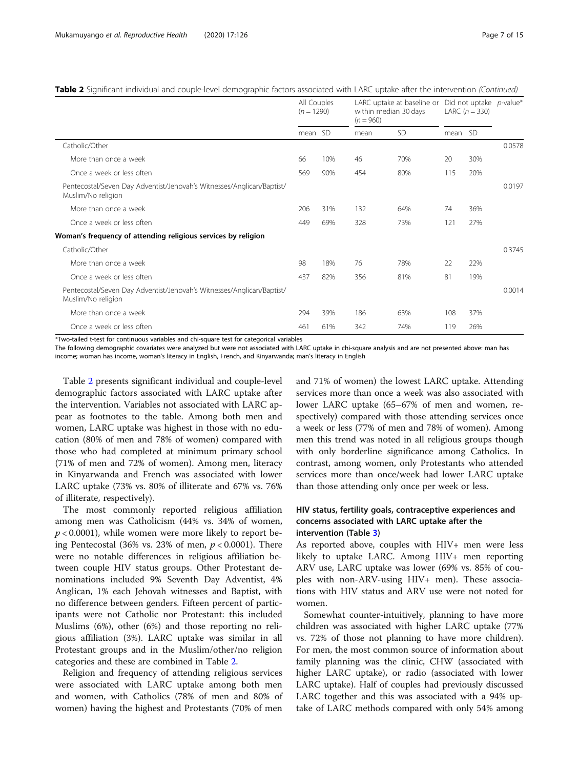**Table 2** Significant individual and couple-level demographic factors associated with LARC uptake after the intervention *(Continued)*

| | All Couples ($n = 1290$) | | LARC uptake at baseline or within median 30 days ($n = 960$) | | Did not uptake LARC ($n = 330$) | | *p*-value* |
|---|---|---|---|---|---|---|---|
| | mean | SD | mean | SD | mean | SD | |
| Catholic/Other | | | | | | | 0.0578 |
| More than once a week | 66 | 10% | 46 | 70% | 20 | 30% | |
| Once a week or less often | 569 | 90% | 454 | 80% | 115 | 20% | |
| Pentecostal/Seven Day Adventist/Jehovah's Witnesses/Anglican/Baptist/ Muslim/No religion | | | | | | | 0.0197 |
| More than once a week | 206 | 31% | 132 | 64% | 74 | 36% | |
| Once a week or less often | 449 | 69% | 328 | 73% | 121 | 27% | |
| **Woman's frequency of attending religious services by religion** | | | | | | | |
| Catholic/Other | | | | | | | 0.3745 |
| More than once a week | 98 | 18% | 76 | 78% | 22 | 22% | |
| Once a week or less often | 437 | 82% | 356 | 81% | 81 | 19% | |
| Pentecostal/Seven Day Adventist/Jehovah's Witnesses/Anglican/Baptist/ Muslim/No religion | | | | | | | 0.0014 |
| More than once a week | 294 | 39% | 186 | 63% | 108 | 37% | |
| Once a week or less often | 461 | 61% | 342 | 74% | 119 | 26% | |

*Two-tailed t-test for continuous variables and chi-square test for categorical variables

The following demographic covariates were analyzed but were not associated with LARC uptake in chi-square analysis and are not presented above: man has income; woman has income, woman's literacy in English, French, and Kinyarwanda; man's literacy in English

Table 2 presents significant individual and couple-level demographic factors associated with LARC uptake after the intervention. Variables not associated with LARC appear as footnotes to the table. Among both men and women, LARC uptake was highest in those with no education (80% of men and 78% of women) compared with those who had completed at minimum primary school (71% of men and 72% of women). Among men, literacy in Kinyarwanda and French was associated with lower LARC uptake (73% vs. 80% of illiterate and 67% vs. 76% of illiterate, respectively).

The most commonly reported religious affiliation among men was Catholicism (44% vs. 34% of women, $p < 0.0001$), while women were more likely to report being Pentecostal (36% vs. 23% of men, $p < 0.0001$). There were no notable differences in religious affiliation between couple HIV status groups. Other Protestant denominations included 9% Seventh Day Adventist, 4% Anglican, 1% each Jehovah witnesses and Baptist, with no difference between genders. Fifteen percent of participants were not Catholic nor Protestant: this included Muslims (6%), other (6%) and those reporting no religious affiliation (3%). LARC uptake was similar in all Protestant groups and in the Muslim/other/no religion categories and these are combined in Table 2.

Religion and frequency of attending religious services were associated with LARC uptake among both men and women, with Catholics (78% of men and 80% of women) having the highest and Protestants (70% of men and 71% of women) the lowest LARC uptake. Attending services more than once a week was also associated with lower LARC uptake (65–67% of men and women, respectively) compared with those attending services once a week or less (77% of men and 78% of women). Among men this trend was noted in all religious groups though with only borderline significance among Catholics. In contrast, among women, only Protestants who attended services more than once/week had lower LARC uptake than those attending only once per week or less.

## HIV status, fertility goals, contraceptive experiences and concerns associated with LARC uptake after the intervention (Table 3)

As reported above, couples with HIV+ men were less likely to uptake LARC. Among HIV+ men reporting ARV use, LARC uptake was lower (69% vs. 85% of couples with non-ARV-using HIV+ men). These associations with HIV status and ARV use were not noted for women.

Somewhat counter-intuitively, planning to have more children was associated with higher LARC uptake (77% vs. 72% of those not planning to have more children). For men, the most common source of information about family planning was the clinic, CHW (associated with higher LARC uptake), or radio (associated with lower LARC uptake). Half of couples had previously discussed LARC together and this was associated with a 94% uptake of LARC methods compared with only 54% among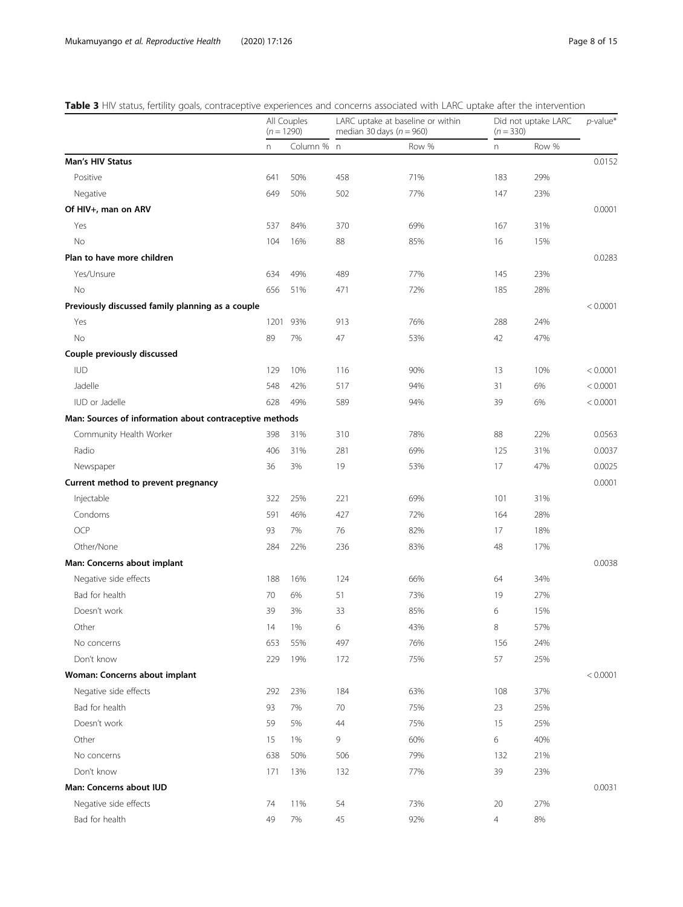**Table 3** HIV status, fertility goals, contraceptive experiences and concerns associated with LARC uptake after the intervention

| | All Couples ($n = 1290$) | | LARC uptake at baseline or within median 30 days ($n = 960$) | | Did not uptake LARC ($n = 330$) | | *p*-value* |
|---|---|---|---|---|---|---|---|
| | n | Column % | n | Row % | n | Row % | |
| **Man's HIV Status** | | | | | | | 0.0152 |
| Positive | 641 | 50% | 458 | 71% | 183 | 29% | |
| Negative | 649 | 50% | 502 | 77% | 147 | 23% | |
| **Of HIV+, man on ARV** | | | | | | | 0.0001 |
| Yes | 537 | 84% | 370 | 69% | 167 | 31% | |
| No | 104 | 16% | 88 | 85% | 16 | 15% | |
| **Plan to have more children** | | | | | | | 0.0283 |
| Yes/Unsure | 634 | 49% | 489 | 77% | 145 | 23% | |
| No | 656 | 51% | 471 | 72% | 185 | 28% | |
| **Previously discussed family planning as a couple** | | | | | | | < 0.0001 |
| Yes | 1201 | 93% | 913 | 76% | 288 | 24% | |
| No | 89 | 7% | 47 | 53% | 42 | 47% | |
| **Couple previously discussed** | | | | | | | |
| IUD | 129 | 10% | 116 | 90% | 13 | 10% | < 0.0001 |
| Jadelle | 548 | 42% | 517 | 94% | 31 | 6% | < 0.0001 |
| IUD or Jadelle | 628 | 49% | 589 | 94% | 39 | 6% | < 0.0001 |
| **Man: Sources of information about contraceptive methods** | | | | | | | |
| Community Health Worker | 398 | 31% | 310 | 78% | 88 | 22% | 0.0563 |
| Radio | 406 | 31% | 281 | 69% | 125 | 31% | 0.0037 |
| Newspaper | 36 | 3% | 19 | 53% | 17 | 47% | 0.0025 |
| **Current method to prevent pregnancy** | | | | | | | 0.0001 |
| Injectable | 322 | 25% | 221 | 69% | 101 | 31% | |
| Condoms | 591 | 46% | 427 | 72% | 164 | 28% | |
| OCP | 93 | 7% | 76 | 82% | 17 | 18% | |
| Other/None | 284 | 22% | 236 | 83% | 48 | 17% | |
| **Man: Concerns about implant** | | | | | | | 0.0038 |
| Negative side effects | 188 | 16% | 124 | 66% | 64 | 34% | |
| Bad for health | 70 | 6% | 51 | 73% | 19 | 27% | |
| Doesn't work | 39 | 3% | 33 | 85% | 6 | 15% | |
| Other | 14 | 1% | 6 | 43% | 8 | 57% | |
| No concerns | 653 | 55% | 497 | 76% | 156 | 24% | |
| Don't know | 229 | 19% | 172 | 75% | 57 | 25% | |
| **Woman: Concerns about implant** | | | | | | | < 0.0001 |
| Negative side effects | 292 | 23% | 184 | 63% | 108 | 37% | |
| Bad for health | 93 | 7% | 70 | 75% | 23 | 25% | |
| Doesn't work | 59 | 5% | 44 | 75% | 15 | 25% | |
| Other | 15 | 1% | 9 | 60% | 6 | 40% | |
| No concerns | 638 | 50% | 506 | 79% | 132 | 21% | |
| Don't know | 171 | 13% | 132 | 77% | 39 | 23% | |
| **Man: Concerns about IUD** | | | | | | | 0.0031 |
| Negative side effects | 74 | 11% | 54 | 73% | 20 | 27% | |
| Bad for health | 49 | 7% | 45 | 92% | 4 | 8% | |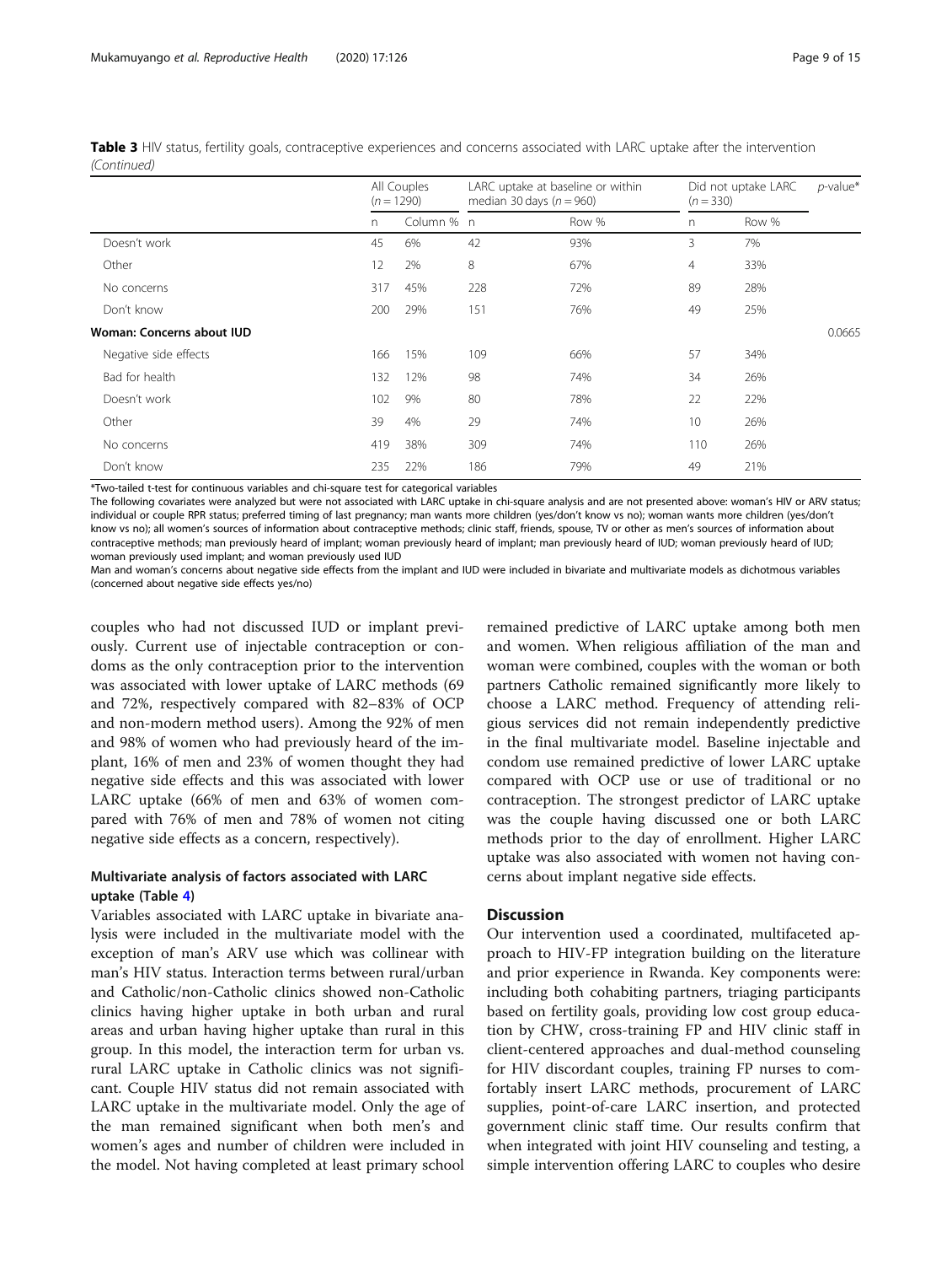**Table 3** HIV status, fertility goals, contraceptive experiences and concerns associated with LARC uptake after the intervention *(Continued)*

| | All Couples ($n = 1290$) | | LARC uptake at baseline or within median 30 days ($n = 960$) | | Did not uptake LARC ($n = 330$) | | *p*-value* |
|---|---|---|---|---|---|---|---|
| | n | Column % | n | Row % | n | Row % | |
| Doesn't work | 45 | 6% | 42 | 93% | 3 | 7% | |
| Other | 12 | 2% | 8 | 67% | 4 | 33% | |
| No concerns | 317 | 45% | 228 | 72% | 89 | 28% | |
| Don't know | 200 | 29% | 151 | 76% | 49 | 25% | |
| **Woman: Concerns about IUD** | | | | | | | 0.0665 |
| Negative side effects | 166 | 15% | 109 | 66% | 57 | 34% | |
| Bad for health | 132 | 12% | 98 | 74% | 34 | 26% | |
| Doesn't work | 102 | 9% | 80 | 78% | 22 | 22% | |
| Other | 39 | 4% | 29 | 74% | 10 | 26% | |
| No concerns | 419 | 38% | 309 | 74% | 110 | 26% | |
| Don't know | 235 | 22% | 186 | 79% | 49 | 21% | |

*Two-tailed t-test for continuous variables and chi-square test for categorical variables

The following covariates were analyzed but were not associated with LARC uptake in chi-square analysis and are not presented above: woman's HIV or ARV status; individual or couple RPR status; preferred timing of last pregnancy; man wants more children (yes/don't know vs no); woman wants more children (yes/don't know vs no); all women's sources of information about contraceptive methods; clinic staff, friends, spouse, TV or other as men's sources of information about contraceptive methods; man previously heard of implant; woman previously heard of implant; man previously heard of IUD; woman previously heard of IUD; woman previously used implant; and woman previously used IUD

Man and woman's concerns about negative side effects from the implant and IUD were included in bivariate and multivariate models as dichotomous variables (concerned about negative side effects yes/no)

couples who had not discussed IUD or implant previously. Current use of injectable contraception or condoms as the only contraception prior to the intervention was associated with lower uptake of LARC methods (69 and 72%, respectively compared with 82–83% of OCP and non-modern method users). Among the 92% of men and 98% of women who had previously heard of the implant, 16% of men and 23% of women thought they had negative side effects and this was associated with lower LARC uptake (66% of men and 63% of women compared with 76% of men and 78% of women not citing negative side effects as a concern, respectively).

### Multivariate analysis of factors associated with LARC uptake (Table 4)

Variables associated with LARC uptake in bivariate analysis were included in the multivariate model with the exception of man's ARV use which was collinear with man's HIV status. Interaction terms between rural/urban and Catholic/non-Catholic clinics showed non-Catholic clinics having higher uptake in both urban and rural areas and urban having higher uptake than rural in this group. In this model, the interaction term for urban vs. rural LARC uptake in Catholic clinics was not significant. Couple HIV status did not remain associated with LARC uptake in the multivariate model. Only the age of the man remained significant when both men's and women's ages and number of children were included in the model. Not having completed at least primary school remained predictive of LARC uptake among both men and women. When religious affiliation of the man and woman were combined, couples with the woman or both partners Catholic remained significantly more likely to choose a LARC method. Frequency of attending religious services did not remain independently predictive in the final multivariate model. Baseline injectable and condom use remained predictive of lower LARC uptake compared with OCP use or use of traditional or no contraception. The strongest predictor of LARC uptake was the couple having discussed one or both LARC methods prior to the day of enrollment. Higher LARC uptake was also associated with women not having concerns about implant negative side effects.

## Discussion

Our intervention used a coordinated, multifaceted approach to HIV-FP integration building on the literature and prior experience in Rwanda. Key components were: including both cohabiting partners, triaging participants based on fertility goals, providing low cost group education by CHW, cross-training FP and HIV clinic staff in client-centered approaches and dual-method counseling for HIV discordant couples, training FP nurses to comfortably insert LARC methods, procurement of LARC supplies, point-of-care LARC insertion, and protected government clinic staff time. Our results confirm that when integrated with joint HIV counseling and testing, a simple intervention offering LARC to couples who desire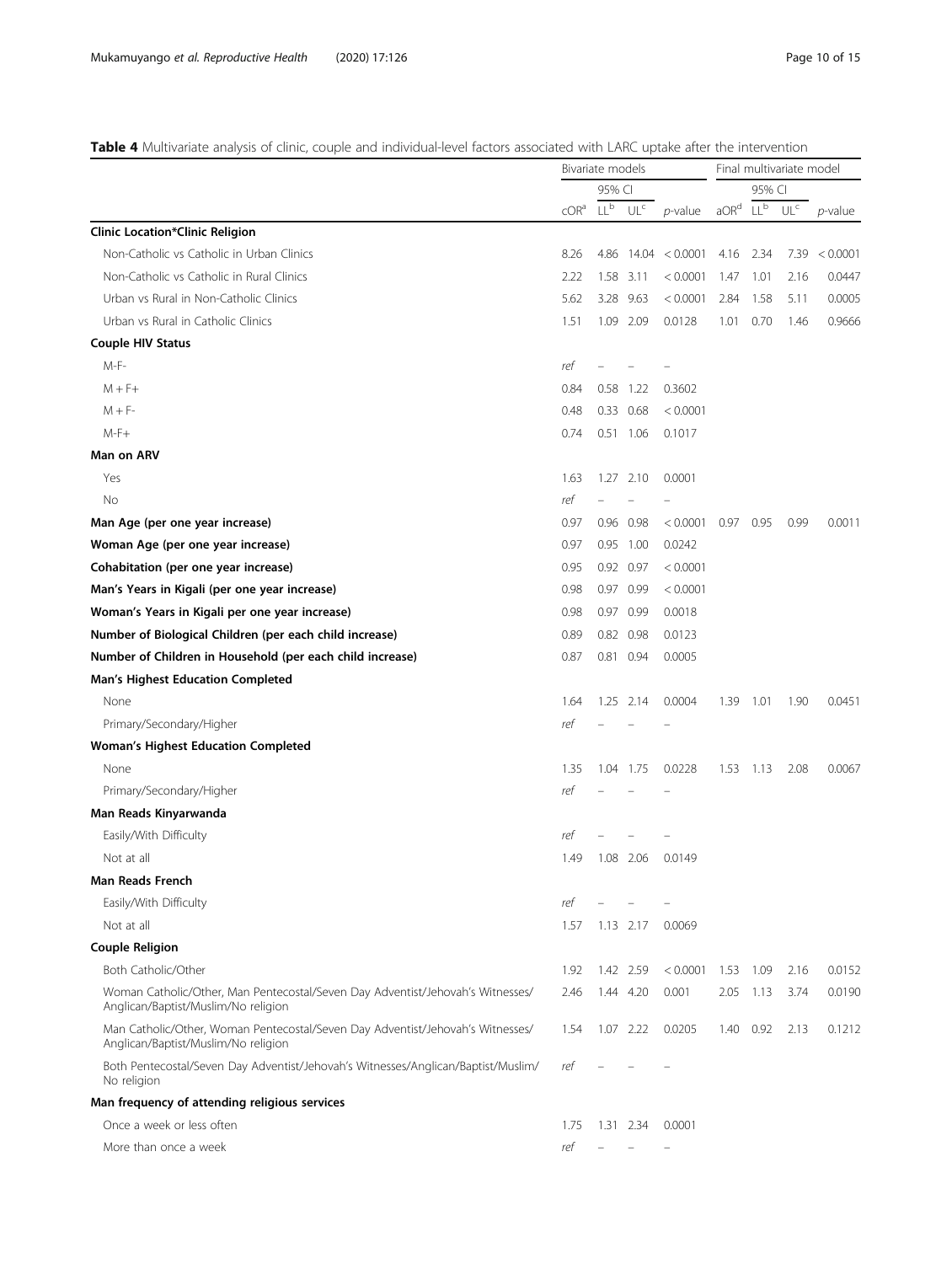**Table 4** Multivariate analysis of clinic, couple and individual-level factors associated with LARC uptake after the intervention

| | Bivariate models | | | | Final multivariate model | | | |
|---|---|---|---|---|---|---|---|---|
| | | 95% CI | | | | 95% CI | | |
| | cOR[a] | LL[b] | UL[c] | *p*-value | aOR[d] | LL[b] | UL[c] | *p*-value |
| **Clinic Location*Clinic Religion** | | | | | | | | |
| Non-Catholic vs Catholic in Urban Clinics | 8.26 | 4.86 | 14.04 | < 0.0001 | 4.16 | 2.34 | 7.39 | < 0.0001 |
| Non-Catholic vs Catholic in Rural Clinics | 2.22 | 1.58 | 3.11 | < 0.0001 | 1.47 | 1.01 | 2.16 | 0.0447 |
| Urban vs Rural in Non-Catholic Clinics | 5.62 | 3.28 | 9.63 | < 0.0001 | 2.84 | 1.58 | 5.11 | 0.0005 |
| Urban vs Rural in Catholic Clinics | 1.51 | 1.09 | 2.09 | 0.0128 | 1.01 | 0.70 | 1.46 | 0.9666 |
| **Couple HIV Status** | | | | | | | | |
| M-F- | ref | – | – | – | | | | |
| M + F+ | 0.84 | 0.58 | 1.22 | 0.3602 | | | | |
| M + F- | 0.48 | 0.33 | 0.68 | < 0.0001 | | | | |
| M-F+ | 0.74 | 0.51 | 1.06 | 0.1017 | | | | |
| **Man on ARV** | | | | | | | | |
| Yes | 1.63 | 1.27 | 2.10 | 0.0001 | | | | |
| No | ref | – | – | – | | | | |
| **Man Age (per one year increase)** | 0.97 | 0.96 | 0.98 | < 0.0001 | 0.97 | 0.95 | 0.99 | 0.0011 |
| **Woman Age (per one year increase)** | 0.97 | 0.95 | 1.00 | 0.0242 | | | | |
| **Cohabitation (per one year increase)** | 0.95 | 0.92 | 0.97 | < 0.0001 | | | | |
| **Man's Years in Kigali (per one year increase)** | 0.98 | 0.97 | 0.99 | < 0.0001 | | | | |
| **Woman's Years in Kigali per one year increase)** | 0.98 | 0.97 | 0.99 | 0.0018 | | | | |
| **Number of Biological Children (per each child increase)** | 0.89 | 0.82 | 0.98 | 0.0123 | | | | |
| **Number of Children in Household (per each child increase)** | 0.87 | 0.81 | 0.94 | 0.0005 | | | | |
| **Man's Highest Education Completed** | | | | | | | | |
| None | 1.64 | 1.25 | 2.14 | 0.0004 | 1.39 | 1.01 | 1.90 | 0.0451 |
| Primary/Secondary/Higher | ref | – | – | – | | | | |
| **Woman's Highest Education Completed** | | | | | | | | |
| None | 1.35 | 1.04 | 1.75 | 0.0228 | 1.53 | 1.13 | 2.08 | 0.0067 |
| Primary/Secondary/Higher | ref | – | – | – | | | | |
| **Man Reads Kinyarwanda** | | | | | | | | |
| Easily/With Difficulty | ref | – | – | – | | | | |
| Not at all | 1.49 | 1.08 | 2.06 | 0.0149 | | | | |
| **Man Reads French** | | | | | | | | |
| Easily/With Difficulty | ref | – | – | – | | | | |
| Not at all | 1.57 | 1.13 | 2.17 | 0.0069 | | | | |
| **Couple Religion** | | | | | | | | |
| Both Catholic/Other | 1.92 | 1.42 | 2.59 | < 0.0001 | 1.53 | 1.09 | 2.16 | 0.0152 |
| Woman Catholic/Other, Man Pentecostal/Seven Day Adventist/Jehovah's Witnesses/Anglican/Baptist/Muslim/No religion | 2.46 | 1.44 | 4.20 | 0.001 | 2.05 | 1.13 | 3.74 | 0.0190 |
| Man Catholic/Other, Woman Pentecostal/Seven Day Adventist/Jehovah's Witnesses/Anglican/Baptist/Muslim/No religion | 1.54 | 1.07 | 2.22 | 0.0205 | 1.40 | 0.92 | 2.13 | 0.1212 |
| Both Pentecostal/Seven Day Adventist/Jehovah's Witnesses/Anglican/Baptist/Muslim/No religion | ref | – | – | – | | | | |
| **Man frequency of attending religious services** | | | | | | | | |
| Once a week or less often | 1.75 | 1.31 | 2.34 | 0.0001 | | | | |
| More than once a week | ref | – | – | – | | | | |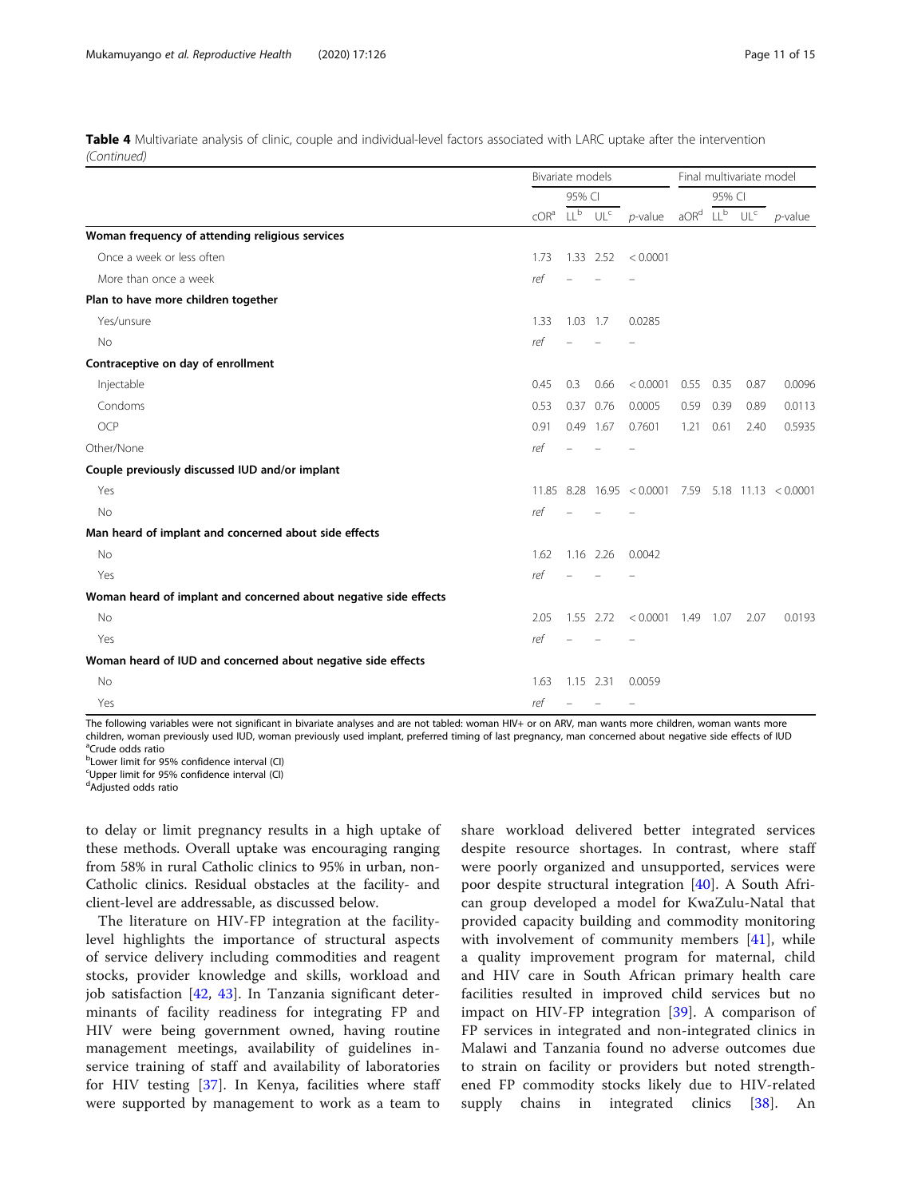**Table 4** Multivariate analysis of clinic, couple and individual-level factors associated with LARC uptake after the intervention *(Continued)*

| | Bivariate models | | | | Final multivariate model | | | |
|---|---|---|---|---|---|---|---|---|
| | | 95% CI | | | | 95% CI | | |
| | cOR[a] | LL[b] | UL[c] | *p*-value | aOR[d] | LL[b] | UL[c] | *p*-value |
| **Woman frequency of attending religious services** | | | | | | | | |
| Once a week or less often | 1.73 | 1.33 | 2.52 | < 0.0001 | | | | |
| More than once a week | ref | – | – | – | | | | |
| **Plan to have more children together** | | | | | | | | |
| Yes/unsure | 1.33 | 1.03 | 1.7 | 0.0285 | | | | |
| No | ref | – | – | – | | | | |
| **Contraceptive on day of enrollment** | | | | | | | | |
| Injectable | 0.45 | 0.3 | 0.66 | < 0.0001 | 0.55 | 0.35 | 0.87 | 0.0096 |
| Condoms | 0.53 | 0.37 | 0.76 | 0.0005 | 0.59 | 0.39 | 0.89 | 0.0113 |
| OCP | 0.91 | 0.49 | 1.67 | 0.7601 | 1.21 | 0.61 | 2.40 | 0.5935 |
| Other/None | ref | – | – | – | | | | |
| **Couple previously discussed IUD and/or implant** | | | | | | | | |
| Yes | 11.85 | 8.28 | 16.95 | < 0.0001 | 7.59 | 5.18 | 11.13 | < 0.0001 |
| No | ref | – | – | – | | | | |
| **Man heard of implant and concerned about side effects** | | | | | | | | |
| No | 1.62 | 1.16 | 2.26 | 0.0042 | | | | |
| Yes | ref | – | – | – | | | | |
| **Woman heard of implant and concerned about negative side effects** | | | | | | | | |
| No | 2.05 | 1.55 | 2.72 | < 0.0001 | 1.49 | 1.07 | 2.07 | 0.0193 |
| Yes | ref | – | – | – | | | | |
| **Woman heard of IUD and concerned about negative side effects** | | | | | | | | |
| No | 1.63 | 1.15 | 2.31 | 0.0059 | | | | |
| Yes | ref | – | – | – | | | | |

The following variables were not significant in bivariate analyses and are not tabled: woman HIV+ or on ARV, man wants more children, woman wants more children, woman previously used IUD, woman previously used implant, preferred timing of last pregnancy, man concerned about negative side effects of IUD
[a]Crude odds ratio
[b]Lower limit for 95% confidence interval (CI)
[c]Upper limit for 95% confidence interval (CI)
[d]Adjusted odds ratio

to delay or limit pregnancy results in a high uptake of these methods. Overall uptake was encouraging ranging from 58% in rural Catholic clinics to 95% in urban, non-Catholic clinics. Residual obstacles at the facility- and client-level are addressable, as discussed below.

The literature on HIV-FP integration at the facility-level highlights the importance of structural aspects of service delivery including commodities and reagent stocks, provider knowledge and skills, workload and job satisfaction [42, 43]. In Tanzania significant determinants of facility readiness for integrating FP and HIV were being government owned, having routine management meetings, availability of guidelines in-service training of staff and availability of laboratories for HIV testing [37]. In Kenya, facilities where staff were supported by management to work as a team to share workload delivered better integrated services despite resource shortages. In contrast, where staff were poorly organized and unsupported, services were poor despite structural integration [40]. A South African group developed a model for KwaZulu-Natal that provided capacity building and commodity monitoring with involvement of community members [41], while a quality improvement program for maternal, child and HIV care in South African primary health care facilities resulted in improved child services but no impact on HIV-FP integration [39]. A comparison of FP services in integrated and non-integrated clinics in Malawi and Tanzania found no adverse outcomes due to strain on facility or providers but noted strengthened FP commodity stocks likely due to HIV-related supply chains in integrated clinics [38]. An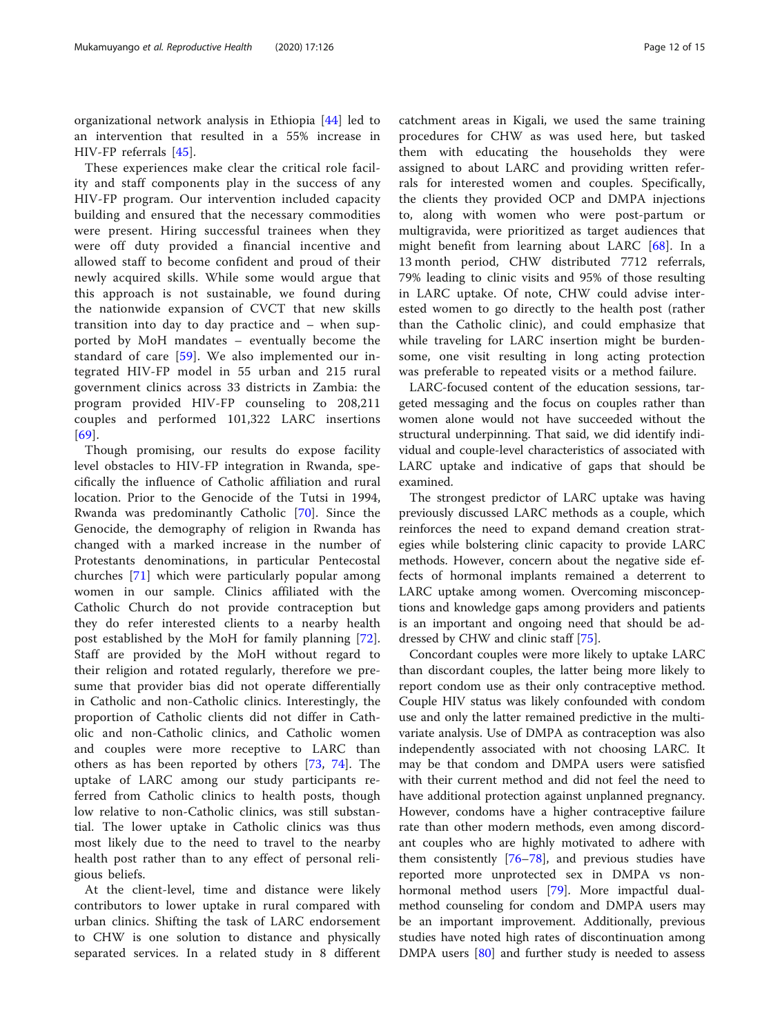organizational network analysis in Ethiopia [44] led to an intervention that resulted in a 55% increase in HIV-FP referrals [45].

These experiences make clear the critical role facility and staff components play in the success of any HIV-FP program. Our intervention included capacity building and ensured that the necessary commodities were present. Hiring successful trainees when they were off duty provided a financial incentive and allowed staff to become confident and proud of their newly acquired skills. While some would argue that this approach is not sustainable, we found during the nationwide expansion of CVCT that new skills transition into day to day practice and – when supported by MoH mandates – eventually become the standard of care [59]. We also implemented our integrated HIV-FP model in 55 urban and 215 rural government clinics across 33 districts in Zambia: the program provided HIV-FP counseling to 208,211 couples and performed 101,322 LARC insertions [69].

Though promising, our results do expose facility level obstacles to HIV-FP integration in Rwanda, specifically the influence of Catholic affiliation and rural location. Prior to the Genocide of the Tutsi in 1994, Rwanda was predominantly Catholic [70]. Since the Genocide, the demography of religion in Rwanda has changed with a marked increase in the number of Protestants denominations, in particular Pentecostal churches [71] which were particularly popular among women in our sample. Clinics affiliated with the Catholic Church do not provide contraception but they do refer interested clients to a nearby health post established by the MoH for family planning [72]. Staff are provided by the MoH without regard to their religion and rotated regularly, therefore we presume that provider bias did not operate differentially in Catholic and non-Catholic clinics. Interestingly, the proportion of Catholic clients did not differ in Catholic and non-Catholic clinics, and Catholic women and couples were more receptive to LARC than others as has been reported by others [73, 74]. The uptake of LARC among our study participants referred from Catholic clinics to health posts, though low relative to non-Catholic clinics, was still substantial. The lower uptake in Catholic clinics was thus most likely due to the need to travel to the nearby health post rather than to any effect of personal religious beliefs.

At the client-level, time and distance were likely contributors to lower uptake in rural compared with urban clinics. Shifting the task of LARC endorsement to CHW is one solution to distance and physically separated services. In a related study in 8 different catchment areas in Kigali, we used the same training procedures for CHW as was used here, but tasked them with educating the households they were assigned to about LARC and providing written referrals for interested women and couples. Specifically, the clients they provided OCP and DMPA injections to, along with women who were post-partum or multigravida, were prioritized as target audiences that might benefit from learning about LARC [68]. In a 13 month period, CHW distributed 7712 referrals, 79% leading to clinic visits and 95% of those resulting in LARC uptake. Of note, CHW could advise interested women to go directly to the health post (rather than the Catholic clinic), and could emphasize that while traveling for LARC insertion might be burdensome, one visit resulting in long acting protection was preferable to repeated visits or a method failure.

LARC-focused content of the education sessions, targeted messaging and the focus on couples rather than women alone would not have succeeded without the structural underpinning. That said, we did identify individual and couple-level characteristics of associated with LARC uptake and indicative of gaps that should be examined.

The strongest predictor of LARC uptake was having previously discussed LARC methods as a couple, which reinforces the need to expand demand creation strategies while bolstering clinic capacity to provide LARC methods. However, concern about the negative side effects of hormonal implants remained a deterrent to LARC uptake among women. Overcoming misconceptions and knowledge gaps among providers and patients is an important and ongoing need that should be addressed by CHW and clinic staff [75].

Concordant couples were more likely to uptake LARC than discordant couples, the latter being more likely to report condom use as their only contraceptive method. Couple HIV status was likely confounded with condom use and only the latter remained predictive in the multivariate analysis. Use of DMPA as contraception was also independently associated with not choosing LARC. It may be that condom and DMPA users were satisfied with their current method and did not feel the need to have additional protection against unplanned pregnancy. However, condoms have a higher contraceptive failure rate than other modern methods, even among discordant couples who are highly motivated to adhere with them consistently [76–78], and previous studies have reported more unprotected sex in DMPA vs non-hormonal method users [79]. More impactful dual-method counseling for condom and DMPA users may be an important improvement. Additionally, previous studies have noted high rates of discontinuation among DMPA users [80] and further study is needed to assess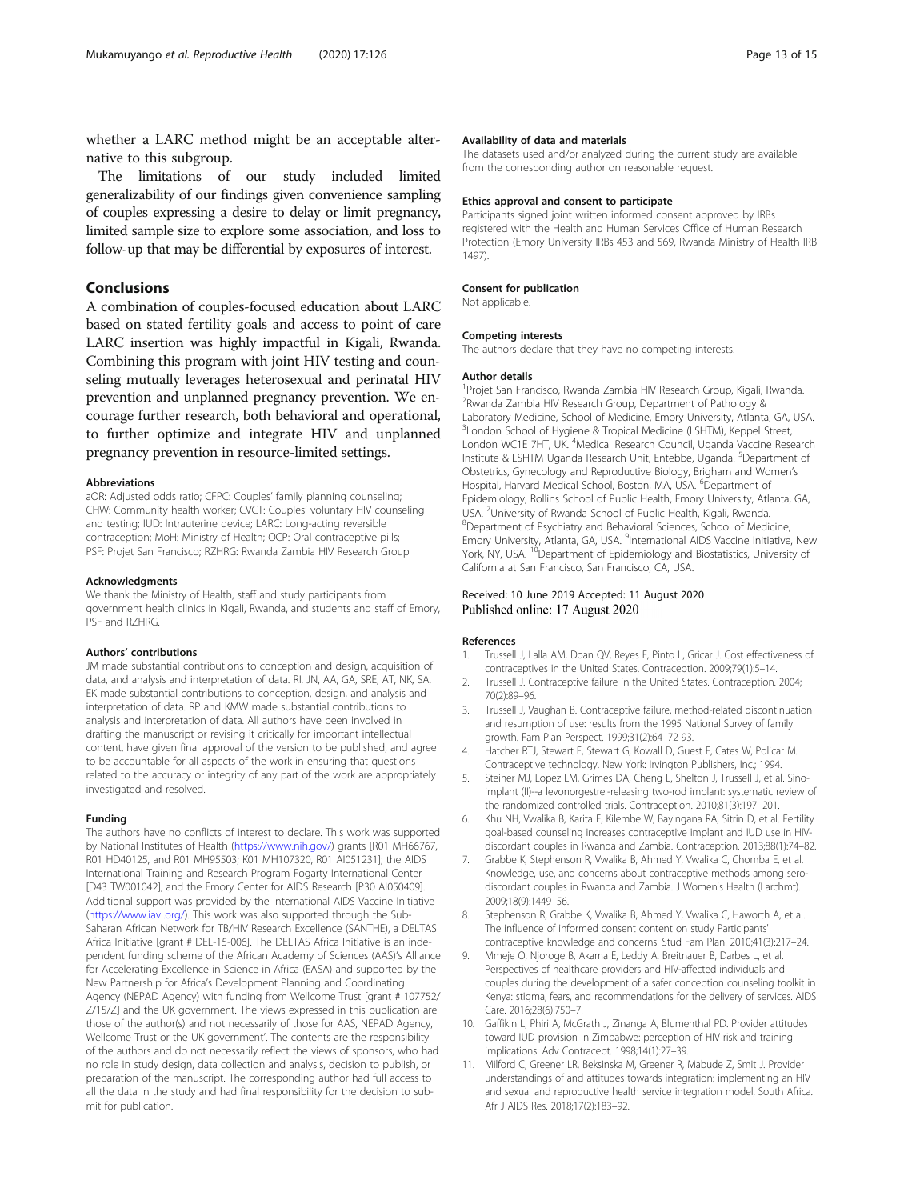whether a LARC method might be an acceptable alternative to this subgroup.

The limitations of our study included limited generalizability of our findings given convenience sampling of couples expressing a desire to delay or limit pregnancy, limited sample size to explore some association, and loss to follow-up that may be differential by exposures of interest.

## Conclusions

A combination of couples-focused education about LARC based on stated fertility goals and access to point of care LARC insertion was highly impactful in Kigali, Rwanda. Combining this program with joint HIV testing and counseling mutually leverages heterosexual and perinatal HIV prevention and unplanned pregnancy prevention. We encourage further research, both behavioral and operational, to further optimize and integrate HIV and unplanned pregnancy prevention in resource-limited settings.

#### Abbreviations

aOR: Adjusted odds ratio; CFPC: Couples' family planning counseling; CHW: Community health worker; CVCT: Couples' voluntary HIV counseling and testing; IUD: Intrauterine device; LARC: Long-acting reversible contraception; MoH: Ministry of Health; OCP: Oral contraceptive pills; PSF: Projet San Francisco; RZHRG: Rwanda Zambia HIV Research Group

#### Acknowledgments

We thank the Ministry of Health, staff and study participants from government health clinics in Kigali, Rwanda, and students and staff of Emory, PSF and RZHRG.

#### Authors' contributions

JM made substantial contributions to conception and design, acquisition of data, and analysis and interpretation of data. RI, JN, AA, GA, SRE, AT, NK, SA, EK made substantial contributions to conception, design, and analysis and interpretation of data. RP and KMW made substantial contributions to analysis and interpretation of data. All authors have been involved in drafting the manuscript or revising it critically for important intellectual content, have given final approval of the version to be published, and agree to be accountable for all aspects of the work in ensuring that questions related to the accuracy or integrity of any part of the work are appropriately investigated and resolved.

#### Funding

The authors have no conflicts of interest to declare. This work was supported by National Institutes of Health (https://www.nih.gov/) grants [R01 MH66767, R01 HD40125, and R01 MH95503; K01 MH107320, R01 AI051231]; the AIDS International Training and Research Program Fogarty International Center [D43 TW001042]; and the Emory Center for AIDS Research [P30 AI050409]. Additional support was provided by the International AIDS Vaccine Initiative (https://www.iavi.org/). This work was also supported through the Sub-Saharan African Network for TB/HIV Research Excellence (SANTHE), a DELTAS Africa Initiative [grant # DEL-15-006]. The DELTAS Africa Initiative is an independent funding scheme of the African Academy of Sciences (AAS)'s Alliance for Accelerating Excellence in Science in Africa (EASA) and supported by the New Partnership for Africa's Development Planning and Coordinating Agency (NEPAD Agency) with funding from Wellcome Trust [grant # 107752/Z/15/Z] and the UK government. The views expressed in this publication are those of the author(s) and not necessarily of those for AAS, NEPAD Agency, Wellcome Trust or the UK government'. The contents are the responsibility of the authors and do not necessarily reflect the views of sponsors, who had no role in study design, data collection and analysis, decision to publish, or preparation of the manuscript. The corresponding author had full access to all the data in the study and had final responsibility for the decision to submit for publication.

#### Availability of data and materials

The datasets used and/or analyzed during the current study are available from the corresponding author on reasonable request.

#### Ethics approval and consent to participate

Participants signed joint written informed consent approved by IRBs registered with the Health and Human Services Office of Human Research Protection (Emory University IRBs 453 and 569, Rwanda Ministry of Health IRB 1497).

#### Consent for publication

Not applicable.

#### Competing interests

The authors declare that they have no competing interests.

#### Author details

[1]Projet San Francisco, Rwanda Zambia HIV Research Group, Kigali, Rwanda. [2]Rwanda Zambia HIV Research Group, Department of Pathology & Laboratory Medicine, School of Medicine, Emory University, Atlanta, GA, USA. [3]London School of Hygiene & Tropical Medicine (LSHTM), Keppel Street, London WC1E 7HT, UK. [4]Medical Research Council, Uganda Vaccine Research Institute & LSHTM Uganda Research Unit, Entebbe, Uganda. [5]Department of Obstetrics, Gynecology and Reproductive Biology, Brigham and Women's Hospital, Harvard Medical School, Boston, MA, USA. [6]Department of Epidemiology, Rollins School of Public Health, Emory University, Atlanta, GA, USA. [7]University of Rwanda School of Public Health, Kigali, Rwanda. [8]Department of Psychiatry and Behavioral Sciences, School of Medicine, Emory University, Atlanta, GA, USA. [9]International AIDS Vaccine Initiative, New York, NY, USA. [10]Department of Epidemiology and Biostatistics, University of California at San Francisco, San Francisco, CA, USA.

Received: 10 June 2019 Accepted: 11 August 2020
Published online: 17 August 2020

#### References

1. Trussell J, Lalla AM, Doan QV, Reyes E, Pinto L, Gricar J. Cost effectiveness of contraceptives in the United States. Contraception. 2009;79(1):5–14.
2. Trussell J. Contraceptive failure in the United States. Contraception. 2004;70(2):89–96.
3. Trussell J, Vaughan B. Contraceptive failure, method-related discontinuation and resumption of use: results from the 1995 National Survey of family growth. Fam Plan Perspect. 1999;31(2):64–72 93.
4. Hatcher RTJ, Stewart F, Stewart G, Kowald D, Guest F, Cates W, Policar M. Contraceptive technology. New York: Irvington Publishers, Inc.; 1994.
5. Steiner MJ, Lopez LM, Grimes DA, Cheng L, Shelton J, Trussell J, et al. Sino-implant (II)--a levonorgestrel-releasing two-rod implant: systematic review of the randomized controlled trials. Contraception. 2010;81(3):197–201.
6. Khu NH, Vwalika B, Karita E, Kilembe W, Bayingana RA, Sitrin D, et al. Fertility goal-based counseling increases contraceptive implant and IUD use in HIV-discordant couples in Rwanda and Zambia. Contraception. 2013;88(1):74–82.
7. Grabbe K, Stephenson R, Vwalika B, Ahmed Y, Vwalika C, Chomba E, et al. Knowledge, use, and concerns about contraceptive methods among sero-discordant couples in Rwanda and Zambia. J Women's Health (Larchmt). 2009;18(9):1449–56.
8. Stephenson R, Grabbe K, Vwalika B, Ahmed Y, Vwalika C, Haworth A, et al. The influence of informed consent content on study Participants' contraceptive knowledge and concerns. Stud Fam Plan. 2010;41(3):217–24.
9. Mmeje O, Njoroge B, Akama E, Leddy A, Breitnauer B, Darbes L, et al. Perspectives of healthcare providers and HIV-affected individuals and couples during the development of a safer conception counseling toolkit in Kenya: stigma, fears, and recommendations for the delivery of services. AIDS Care. 2016;28(6):750–7.
10. Gaffikin L, Phiri A, McGrath J, Zinanga A, Blumenthal PD. Provider attitudes toward IUD provision in Zimbabwe: perception of HIV risk and training implications. Adv Contracept. 1998;14(1):27–39.
11. Milford C, Greener LR, Beksinska M, Greener R, Mabude Z, Smit J. Provider understandings of and attitudes towards integration: implementing an HIV and sexual and reproductive health service integration model, South Africa. Afr J AIDS Res. 2018;17(2):183–92.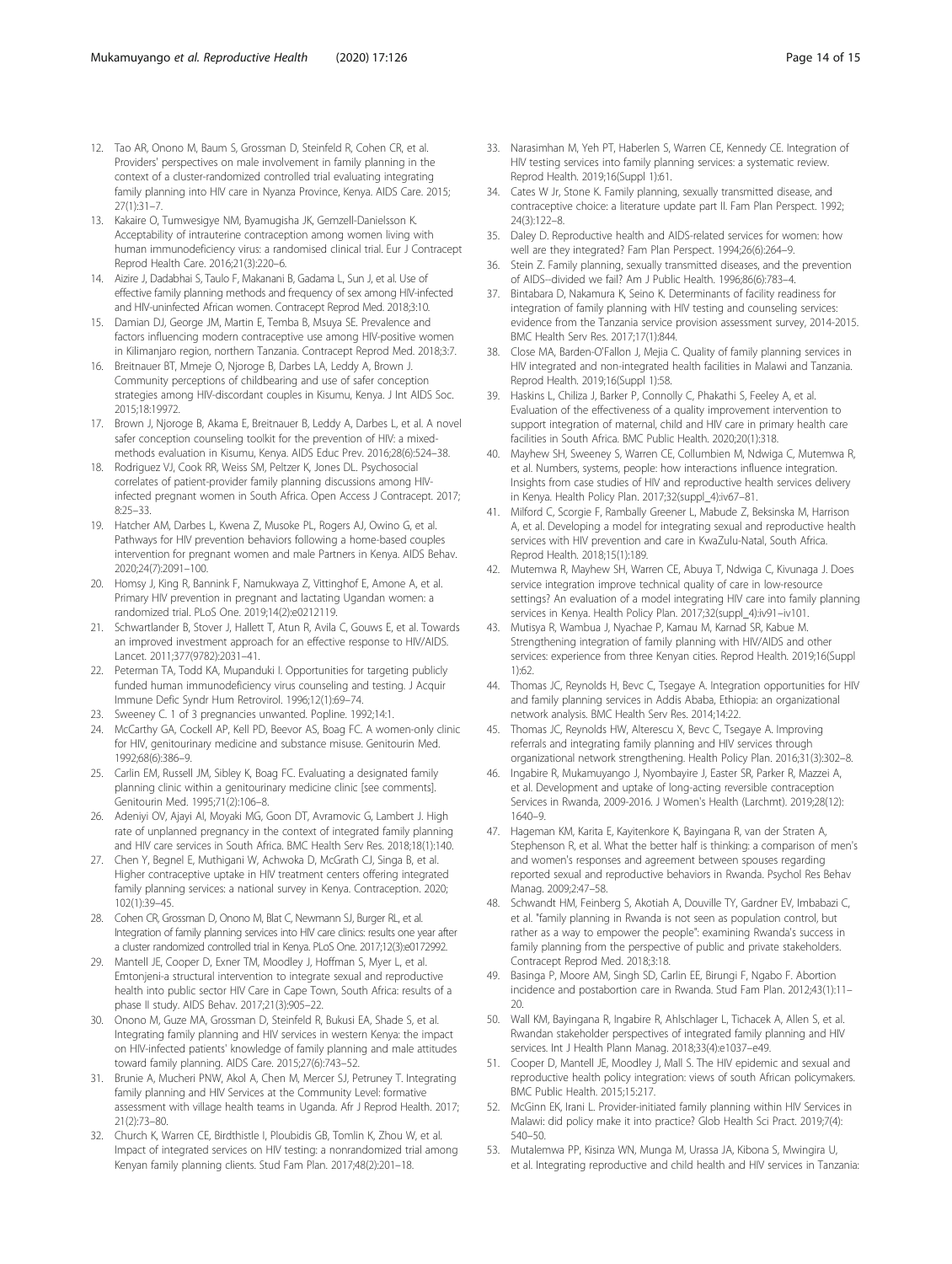12. Tao AR, Onono M, Baum S, Grossman D, Steinfeld R, Cohen CR, et al. Providers' perspectives on male involvement in family planning in the context of a cluster-randomized controlled trial evaluating integrating family planning into HIV care in Nyanza Province, Kenya. AIDS Care. 2015; 27(1):31–7.
13. Kakaire O, Tumwesigye NM, Byamugisha JK, Gemzell-Danielsson K. Acceptability of intrauterine contraception among women living with human immunodeficiency virus: a randomised clinical trial. Eur J Contracept Reprod Health Care. 2016;21(3):220–6.
14. Aizire J, Dadabhai S, Taulo F, Makanani B, Gadama L, Sun J, et al. Use of effective family planning methods and frequency of sex among HIV-infected and HIV-uninfected African women. Contracept Reprod Med. 2018;3:10.
15. Damian DJ, George JM, Martin E, Temba B, Msuya SE. Prevalence and factors influencing modern contraceptive use among HIV-positive women in Kilimanjaro region, northern Tanzania. Contracept Reprod Med. 2018;3:7.
16. Breitnauer BT, Mmeje O, Njoroge B, Darbes LA, Leddy A, Brown J. Community perceptions of childbearing and use of safer conception strategies among HIV-discordant couples in Kisumu, Kenya. J Int AIDS Soc. 2015;18:19972.
17. Brown J, Njoroge B, Akama E, Breitnauer B, Leddy A, Darbes L, et al. A novel safer conception counseling toolkit for the prevention of HIV: a mixed-methods evaluation in Kisumu, Kenya. AIDS Educ Prev. 2016;28(6):524–38.
18. Rodriguez VJ, Cook RR, Weiss SM, Peltzer K, Jones DL. Psychosocial correlates of patient-provider family planning discussions among HIV-infected pregnant women in South Africa. Open Access J Contracept. 2017; 8:25–33.
19. Hatcher AM, Darbes L, Kwena Z, Musoke PL, Rogers AJ, Owino G, et al. Pathways for HIV prevention behaviors following a home-based couples intervention for pregnant women and male Partners in Kenya. AIDS Behav. 2020;24(7):2091–100.
20. Homsy J, King R, Bannink F, Namukwaya Z, Vittinghof E, Amone A, et al. Primary HIV prevention in pregnant and lactating Ugandan women: a randomized trial. PLoS One. 2019;14(2):e0212119.
21. Schwartlander B, Stover J, Hallett T, Atun R, Avila C, Gouws E, et al. Towards an improved investment approach for an effective response to HIV/AIDS. Lancet. 2011;377(9782):2031–41.
22. Peterman TA, Todd KA, Mupanduki I. Opportunities for targeting publicly funded human immunodeficiency virus counseling and testing. J Acquir Immune Defic Syndr Hum Retrovirol. 1996;12(1):69–74.
23. Sweeney C. 1 of 3 pregnancies unwanted. Popline. 1992;14:1.
24. McCarthy GA, Cockell AP, Kell PD, Beevor AS, Boag FC. A women-only clinic for HIV, genitourinary medicine and substance misuse. Genitourin Med. 1992;68(6):386–9.
25. Carlin EM, Russell JM, Sibley K, Boag FC. Evaluating a designated family planning clinic within a genitourinary medicine clinic [see comments]. Genitourin Med. 1995;71(2):106–8.
26. Adeniyi OV, Ajayi AI, Moyaki MG, Goon DT, Avramovic G, Lambert J. High rate of unplanned pregnancy in the context of integrated family planning and HIV care services in South Africa. BMC Health Serv Res. 2018;18(1):140.
27. Chen Y, Begnel E, Muthigani W, Achwoka D, McGrath CJ, Singa B, et al. Higher contraceptive uptake in HIV treatment centers offering integrated family planning services: a national survey in Kenya. Contraception. 2020; 102(1):39–45.
28. Cohen CR, Grossman D, Onono M, Blat C, Newmann SJ, Burger RL, et al. Integration of family planning services into HIV care clinics: results one year after a cluster randomized controlled trial in Kenya. PLoS One. 2017;12(3):e0172992.
29. Mantell JE, Cooper D, Exner TM, Moodley J, Hoffman S, Myer L, et al. Emtonjeni-a structural intervention to integrate sexual and reproductive health into public sector HIV Care in Cape Town, South Africa: results of a phase II study. AIDS Behav. 2017;21(3):905–22.
30. Onono M, Guze MA, Grossman D, Steinfeld R, Bukusi EA, Shade S, et al. Integrating family planning and HIV services in western Kenya: the impact on HIV-infected patients' knowledge of family planning and male attitudes toward family planning. AIDS Care. 2015;27(6):743–52.
31. Brunie A, Mucheri PNW, Akol A, Chen M, Mercer SJ, Petruney T. Integrating family planning and HIV Services at the Community Level: formative assessment with village health teams in Uganda. Afr J Reprod Health. 2017; 21(2):73–80.
32. Church K, Warren CE, Birdthistle I, Ploubidis GB, Tomlin K, Zhou W, et al. Impact of integrated services on HIV testing: a nonrandomized trial among Kenyan family planning clients. Stud Fam Plan. 2017;48(2):201–18.
33. Narasimhan M, Yeh PT, Haberlen S, Warren CE, Kennedy CE. Integration of HIV testing services into family planning services: a systematic review. Reprod Health. 2019;16(Suppl 1):61.
34. Cates W Jr, Stone K. Family planning, sexually transmitted disease, and contraceptive choice: a literature update part II. Fam Plan Perspect. 1992; 24(3):122–8.
35. Daley D. Reproductive health and AIDS-related services for women: how well are they integrated? Fam Plan Perspect. 1994;26(6):264–9.
36. Stein Z. Family planning, sexually transmitted diseases, and the prevention of AIDS--divided we fail? Am J Public Health. 1996;86(6):783–4.
37. Bintabara D, Nakamura K, Seino K. Determinants of facility readiness for integration of family planning with HIV testing and counseling services: evidence from the Tanzania service provision assessment survey, 2014-2015. BMC Health Serv Res. 2017;17(1):844.
38. Close MA, Barden-O'Fallon J, Mejia C. Quality of family planning services in HIV integrated and non-integrated health facilities in Malawi and Tanzania. Reprod Health. 2019;16(Suppl 1):58.
39. Haskins L, Chiliza J, Barker P, Connolly C, Phakathi S, Feeley A, et al. Evaluation of the effectiveness of a quality improvement intervention to support integration of maternal, child and HIV care in primary health care facilities in South Africa. BMC Public Health. 2020;20(1):318.
40. Mayhew SH, Sweeney S, Warren CE, Collumbien M, Ndwiga C, Mutemwa R, et al. Numbers, systems, people: how interactions influence integration. Insights from case studies of HIV and reproductive health services delivery in Kenya. Health Policy Plan. 2017;32(suppl_4):iv67–81.
41. Milford C, Scorgie F, Rambally Greener L, Mabude Z, Beksinska M, Harrison A, et al. Developing a model for integrating sexual and reproductive health services with HIV prevention and care in KwaZulu-Natal, South Africa. Reprod Health. 2018;15(1):189.
42. Mutemwa R, Mayhew SH, Warren CE, Abuya T, Ndwiga C, Kivunaga J. Does service integration improve technical quality of care in low-resource settings? An evaluation of a model integrating HIV care into family planning services in Kenya. Health Policy Plan. 2017;32(suppl_4):iv91–iv101.
43. Mutisya R, Wambua J, Nyachae P, Kamau M, Karnad SR, Kabue M. Strengthening integration of family planning with HIV/AIDS and other services: experience from three Kenyan cities. Reprod Health. 2019;16(Suppl 1):62.
44. Thomas JC, Reynolds H, Bevc C, Tsegaye A. Integration opportunities for HIV and family planning services in Addis Ababa, Ethiopia: an organizational network analysis. BMC Health Serv Res. 2014;14:22.
45. Thomas JC, Reynolds HW, Alterescu X, Bevc C, Tsegaye A. Improving referrals and integrating family planning and HIV services through organizational network strengthening. Health Policy Plan. 2016;31(3):302–8.
46. Ingabire R, Mukamuyango J, Nyombayire J, Easter SR, Parker R, Mazzei A, et al. Development and uptake of long-acting reversible contraception Services in Rwanda, 2009-2016. J Women's Health (Larchmt). 2019;28(12): 1640–9.
47. Hageman KM, Karita E, Kayitenkore K, Bayingana R, van der Straten A, Stephenson R, et al. What the better half is thinking: a comparison of men's and women's responses and agreement between spouses regarding reported sexual and reproductive behaviors in Rwanda. Psychol Res Behav Manag. 2009;2:47–58.
48. Schwandt HM, Feinberg S, Akotiah A, Douville TY, Gardner EV, Imbabazi C, et al. "family planning in Rwanda is not seen as population control, but rather as a way to empower the people": examining Rwanda's success in family planning from the perspective of public and private stakeholders. Contracept Reprod Med. 2018;3:18.
49. Basinga P, Moore AM, Singh SD, Carlin EE, Birungi F, Ngabo F. Abortion incidence and postabortion care in Rwanda. Stud Fam Plan. 2012;43(1):11–20.
50. Wall KM, Bayingana R, Ingabire R, Ahlschlager L, Tichacek A, Allen S, et al. Rwandan stakeholder perspectives of integrated family planning and HIV services. Int J Health Plann Manag. 2018;33(4):e1037–e49.
51. Cooper D, Mantell JE, Moodley J, Mall S. The HIV epidemic and sexual and reproductive health policy integration: views of south African policymakers. BMC Public Health. 2015;15:217.
52. McGinn EK, Irani L. Provider-initiated family planning within HIV Services in Malawi: did policy make it into practice? Glob Health Sci Pract. 2019;7(4): 540–50.
53. Mutalemwa PP, Kisinza WN, Munga M, Urassa JA, Kibona S, Mwingira U, et al. Integrating reproductive and child health and HIV services in Tanzania: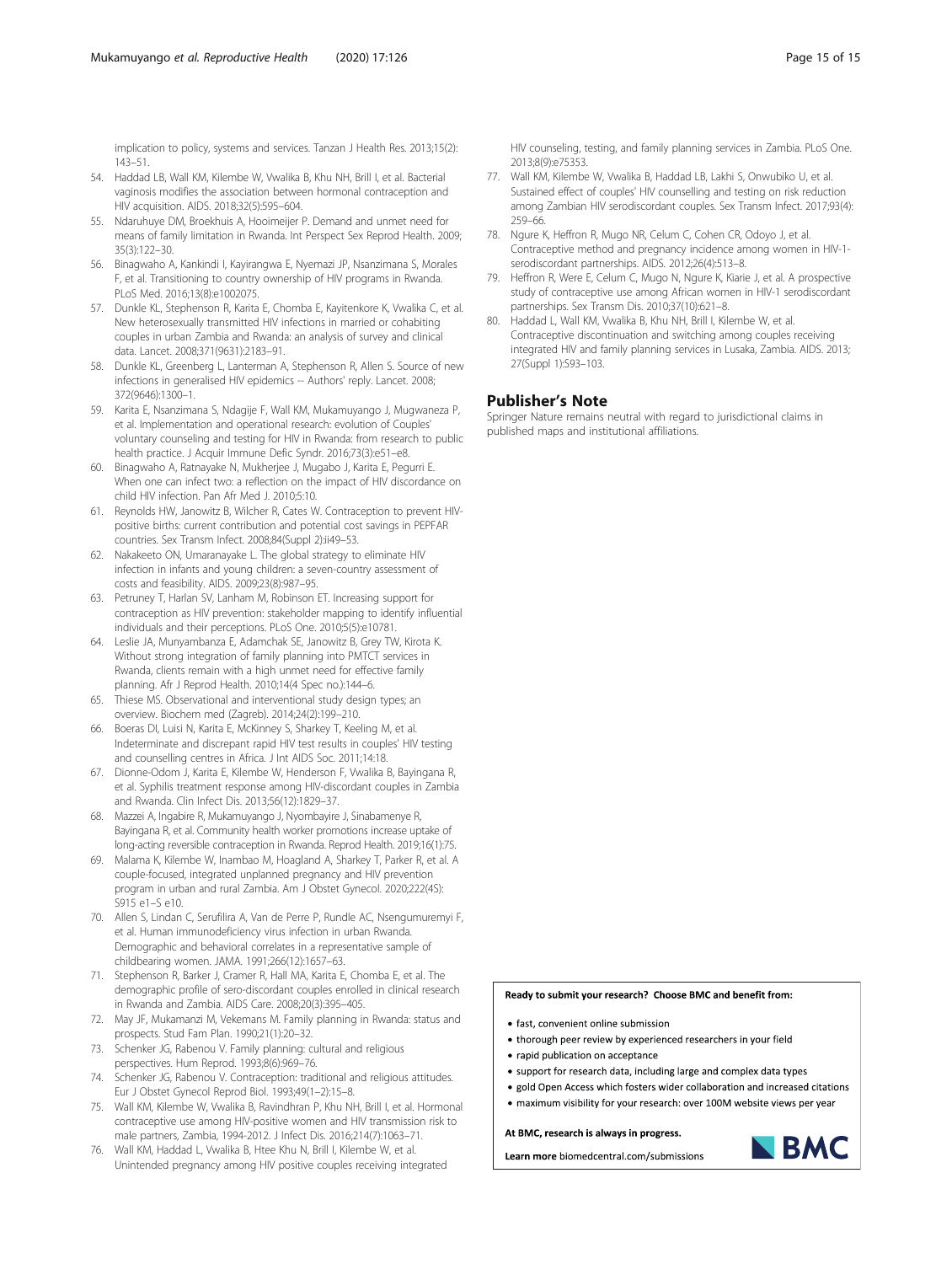implication to policy, systems and services. Tanzan J Health Res. 2013;15(2): 143–51.

54. Haddad LB, Wall KM, Kilembe W, Vwalika B, Khu NH, Brill I, et al. Bacterial vaginosis modifies the association between hormonal contraception and HIV acquisition. AIDS. 2018;32(5):595–604.
55. Ndaruhuye DM, Broekhuis A, Hooimeijer P. Demand and unmet need for means of family limitation in Rwanda. Int Perspect Sex Reprod Health. 2009; 35(3):122–30.
56. Binagwaho A, Kankindi I, Kayirangwa E, Nyemazi JP, Nsanzimana S, Morales F, et al. Transitioning to country ownership of HIV programs in Rwanda. PLoS Med. 2016;13(8):e1002075.
57. Dunkle KL, Stephenson R, Karita E, Chomba E, Kayitenkore K, Vwalika C, et al. New heterosexually transmitted HIV infections in married or cohabiting couples in urban Zambia and Rwanda: an analysis of survey and clinical data. Lancet. 2008;371(9631):2183–91.
58. Dunkle KL, Greenberg L, Lanterman A, Stephenson R, Allen S. Source of new infections in generalised HIV epidemics -- Authors' reply. Lancet. 2008; 372(9646):1300–1.
59. Karita E, Nsanzimana S, Ndagije F, Wall KM, Mukamuyango J, Mugwaneza P, et al. Implementation and operational research: evolution of Couples' voluntary counseling and testing for HIV in Rwanda: from research to public health practice. J Acquir Immune Defic Syndr. 2016;73(3):e51–e8.
60. Binagwaho A, Ratnayake N, Mukherjee J, Mugabo J, Karita E, Pegurri E. When one can infect two: a reflection on the impact of HIV discordance on child HIV infection. Pan Afr Med J. 2010;5:10.
61. Reynolds HW, Janowitz B, Wilcher R, Cates W. Contraception to prevent HIV-positive births: current contribution and potential cost savings in PEPFAR countries. Sex Transm Infect. 2008;84(Suppl 2):ii49–53.
62. Nakakeeto ON, Umaranayake L. The global strategy to eliminate HIV infection in infants and young children: a seven-country assessment of costs and feasibility. AIDS. 2009;23(8):987–95.
63. Petruney T, Harlan SV, Lanham M, Robinson ET. Increasing support for contraception as HIV prevention: stakeholder mapping to identify influential individuals and their perceptions. PLoS One. 2010;5(5):e10781.
64. Leslie JA, Munyambanza E, Adamchak SE, Janowitz B, Grey TW, Kirota K. Without strong integration of family planning into PMTCT services in Rwanda, clients remain with a high unmet need for effective family planning. Afr J Reprod Health. 2010;14(4 Spec no.):144–6.
65. Thiese MS. Observational and interventional study design types; an overview. Biochem med (Zagreb). 2014;24(2):199–210.
66. Boeras DI, Luisi N, Karita E, McKinney S, Sharkey T, Keeling M, et al. Indeterminate and discrepant rapid HIV test results in couples' HIV testing and counselling centres in Africa. J Int AIDS Soc. 2011;14:18.
67. Dionne-Odom J, Karita E, Kilembe W, Henderson F, Vwalika B, Bayingana R, et al. Syphilis treatment response among HIV-discordant couples in Zambia and Rwanda. Clin Infect Dis. 2013;56(12):1829–37.
68. Mazzei A, Ingabire R, Mukamuyango J, Nyombayire J, Sinabamenye R, Bayingana R, et al. Community health worker promotions increase uptake of long-acting reversible contraception in Rwanda. Reprod Health. 2019;16(1):75.
69. Malama K, Kilembe W, Inambao M, Hoagland A, Sharkey T, Parker R, et al. A couple-focused, integrated unplanned pregnancy and HIV prevention program in urban and rural Zambia. Am J Obstet Gynecol. 2020;222(4S): S915 e1–S e10.
70. Allen S, Lindan C, Serufilira A, Van de Perre P, Rundle AC, Nsengumuremyi F, et al. Human immunodeficiency virus infection in urban Rwanda. Demographic and behavioral correlates in a representative sample of childbearing women. JAMA. 1991;266(12):1657–63.
71. Stephenson R, Barker J, Cramer R, Hall MA, Karita E, Chomba E, et al. The demographic profile of sero-discordant couples enrolled in clinical research in Rwanda and Zambia. AIDS Care. 2008;20(3):395–405.
72. May JF, Mukamanzi M, Vekemans M. Family planning in Rwanda: status and prospects. Stud Fam Plan. 1990;21(1):20–32.
73. Schenker JG, Rabenou V. Family planning: cultural and religious perspectives. Hum Reprod. 1993;8(6):969–76.
74. Schenker JG, Rabenou V. Contraception: traditional and religious attitudes. Eur J Obstet Gynecol Reprod Biol. 1993;49(1–2):15–8.
75. Wall KM, Kilembe W, Vwalika B, Ravindhran P, Khu NH, Brill I, et al. Hormonal contraceptive use among HIV-positive women and HIV transmission risk to male partners, Zambia, 1994-2012. J Infect Dis. 2016;214(7):1063–71.
76. Wall KM, Haddad L, Vwalika B, Htee Khu N, Brill I, Kilembe W, et al. Unintended pregnancy among HIV positive couples receiving integrated HIV counseling, testing, and family planning services in Zambia. PLoS One. 2013;8(9):e75353.
77. Wall KM, Kilembe W, Vwalika B, Haddad LB, Lakhi S, Onwubiko U, et al. Sustained effect of couples' HIV counselling and testing on risk reduction among Zambian HIV serodiscordant couples. Sex Transm Infect. 2017;93(4): 259–66.
78. Ngure K, Heffron R, Mugo NR, Celum C, Cohen CR, Odoyo J, et al. Contraceptive method and pregnancy incidence among women in HIV-1-serodiscordant partnerships. AIDS. 2012;26(4):513–8.
79. Heffron R, Were E, Celum C, Mugo N, Ngure K, Kiarie J, et al. A prospective study of contraceptive use among African women in HIV-1 serodiscordant partnerships. Sex Transm Dis. 2010;37(10):621–8.
80. Haddad L, Wall KM, Vwalika B, Khu NH, Brill I, Kilembe W, et al. Contraceptive discontinuation and switching among couples receiving integrated HIV and family planning services in Lusaka, Zambia. AIDS. 2013; 27(Suppl 1):S93–103.

## Publisher's Note

Springer Nature remains neutral with regard to jurisdictional claims in published maps and institutional affiliations.

**Ready to submit your research? Choose BMC and benefit from:**

- fast, convenient online submission
- thorough peer review by experienced researchers in your field
- rapid publication on acceptance
- support for research data, including large and complex data types
- gold Open Access which fosters wider collaboration and increased citations
- maximum visibility for your research: over 100M website views per year

**At BMC, research is always in progress.**

**Learn more** biomedcentral.com/submissions

BMC